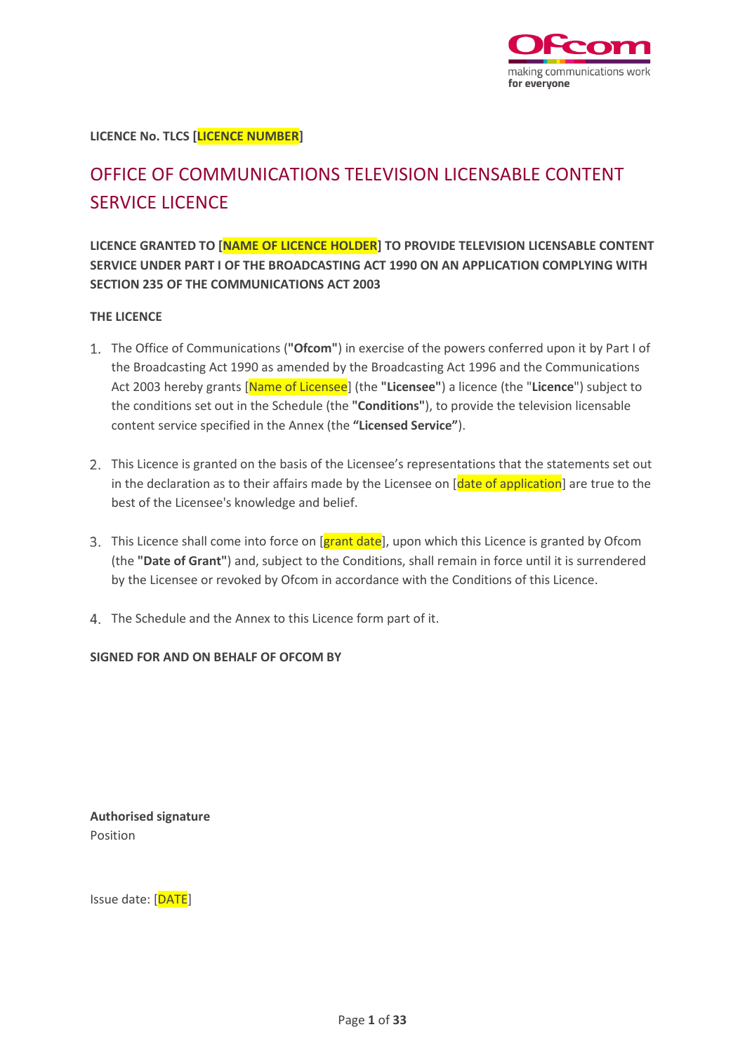**LICENCE No. TLCS [LICENCE NUMBER]**

# OFFICE OF COMMUNICATIONS TELEVISION LICENSABLE CONTENT SERVICE LICENCE

**LICENCE GRANTED TO [NAME OF LICENCE HOLDER] TO PROVIDE TELEVISION LICENSABLE CONTENT SERVICE UNDER PART I OF THE BROADCASTING ACT 1990 ON AN APPLICATION COMPLYING WITH SECTION 235 OF THE COMMUNICATIONS ACT 2003**

**THE LICENCE**

1. The Office of Communications (**"Ofcom"**) in exercise of the powers conferred upon it by Part I of the Broadcasting Act 1990 as amended by the Broadcasting Act 1996 and the Communications Act 2003 hereby grants [Name of Licensee] (the **"Licensee"**) a licence (the "**Licence**") subject to the conditions set out in the Schedule (the **"Conditions"**), to provide the television licensable content service specified in the Annex (the **"Licensed Service"**).

2. This Licence is granted on the basis of the Licensee's representations that the statements set out in the declaration as to their affairs made by the Licensee on [date of application] are true to the best of the Licensee's knowledge and belief.

3. This Licence shall come into force on [grant date], upon which this Licence is granted by Ofcom (the **"Date of Grant"**) and, subject to the Conditions, shall remain in force until it is surrendered by the Licensee or revoked by Ofcom in accordance with the Conditions of this Licence.

4. The Schedule and the Annex to this Licence form part of it.

**SIGNED FOR AND ON BEHALF OF OFCOM BY**

**Authorised signature**
Position

Issue date: [DATE]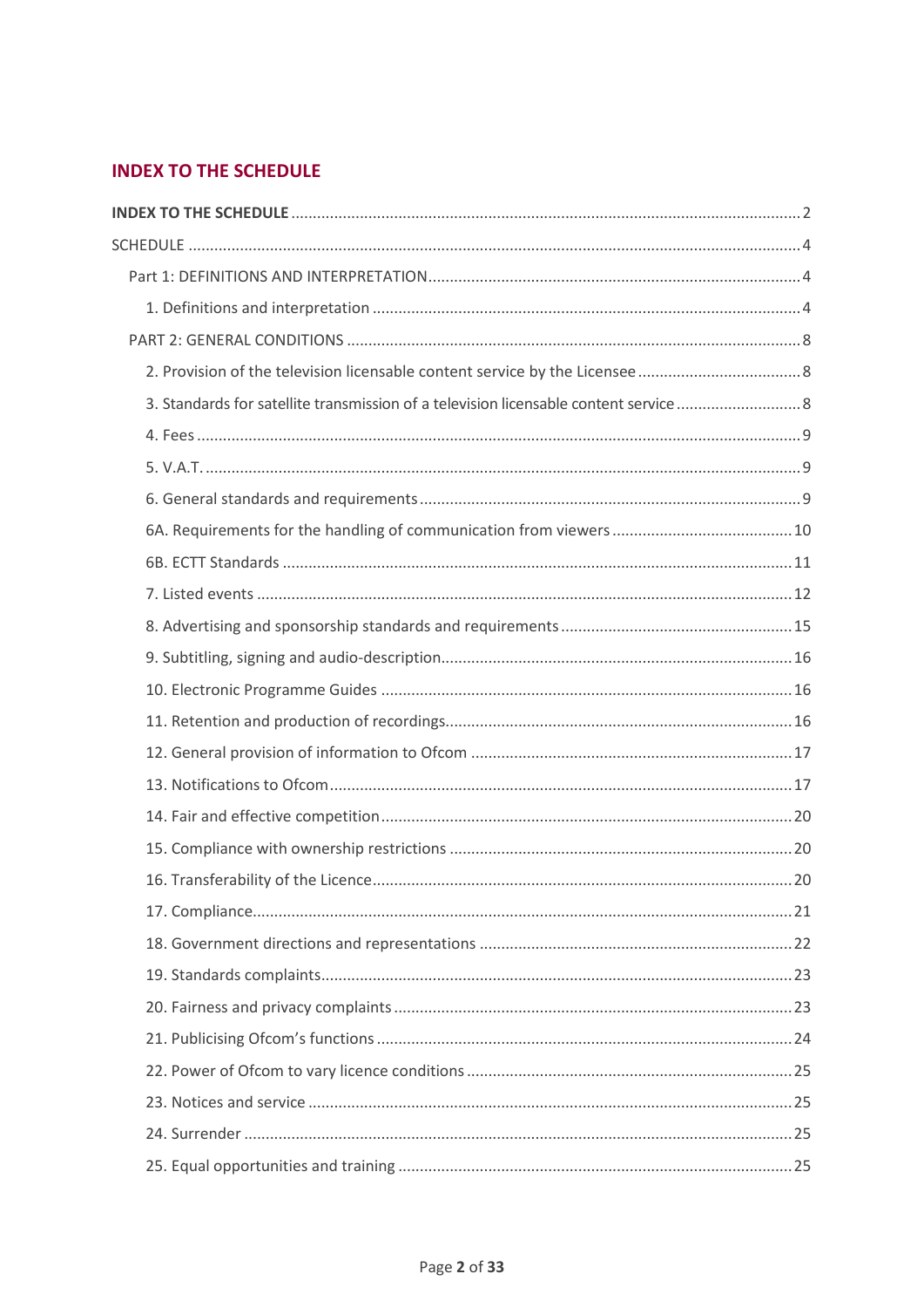## INDEX TO THE SCHEDULE

**INDEX TO THE SCHEDULE** .......... 2

SCHEDULE .......... 4

- Part 1: DEFINITIONS AND INTERPRETATION .......... 4
  - 1. Definitions and interpretation .......... 4
- PART 2: GENERAL CONDITIONS .......... 8
  - 2. Provision of the television licensable content service by the Licensee .......... 8
  - 3. Standards for satellite transmission of a television licensable content service .......... 8
  - 4. Fees .......... 9
  - 5. V.A.T. .......... 9
  - 6. General standards and requirements .......... 9
  - 6A. Requirements for the handling of communication from viewers .......... 10
  - 6B. ECTT Standards .......... 11
  - 7. Listed events .......... 12
  - 8. Advertising and sponsorship standards and requirements .......... 15
  - 9. Subtitling, signing and audio-description .......... 16
  - 10. Electronic Programme Guides .......... 16
  - 11. Retention and production of recordings .......... 16
  - 12. General provision of information to Ofcom .......... 17
  - 13. Notifications to Ofcom .......... 17
  - 14. Fair and effective competition .......... 20
  - 15. Compliance with ownership restrictions .......... 20
  - 16. Transferability of the Licence .......... 20
  - 17. Compliance .......... 21
  - 18. Government directions and representations .......... 22
  - 19. Standards complaints .......... 23
  - 20. Fairness and privacy complaints .......... 23
  - 21. Publicising Ofcom's functions .......... 24
  - 22. Power of Ofcom to vary licence conditions .......... 25
  - 23. Notices and service .......... 25
  - 24. Surrender .......... 25
  - 25. Equal opportunities and training .......... 25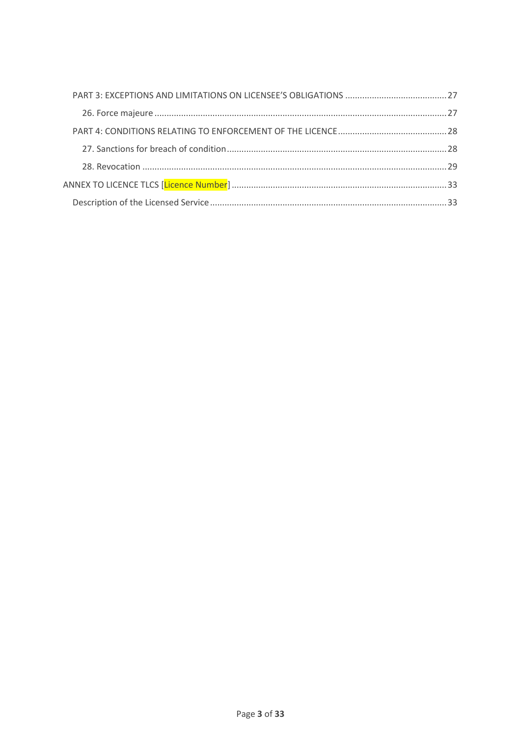PART 3: EXCEPTIONS AND LIMITATIONS ON LICENSEE'S OBLIGATIONS ....................................... 27

26. Force majeure ....................................................................................................................... 27

PART 4: CONDITIONS RELATING TO ENFORCEMENT OF THE LICENCE ........................................... 28

27. Sanctions for breach of condition ........................................................................................ 28

28. Revocation ........................................................................................................................... 29

ANNEX TO LICENCE TLCS [Licence Number] ....................................................................................... 33

Description of the Licensed Service ................................................................................................ 33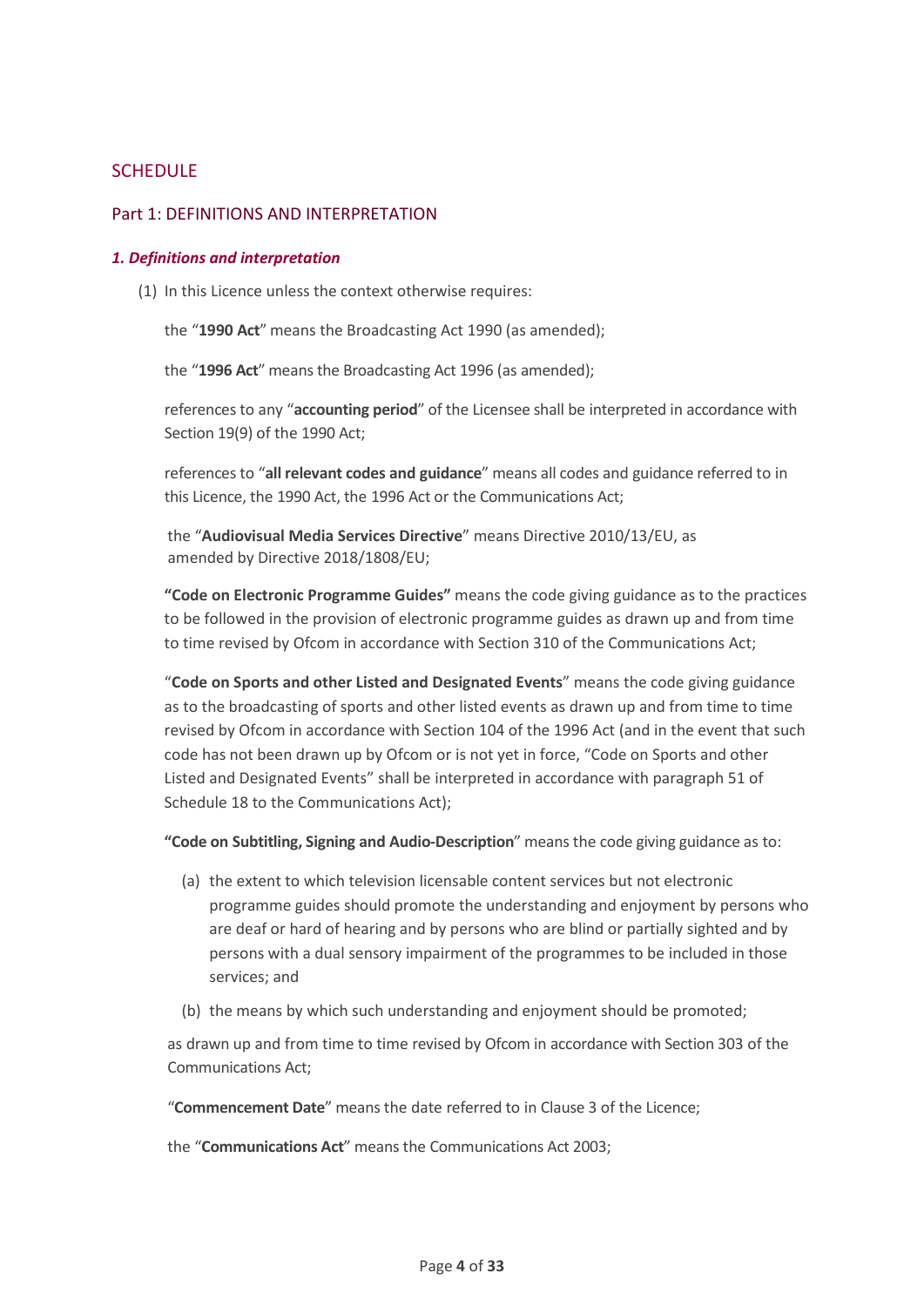## SCHEDULE

## Part 1: DEFINITIONS AND INTERPRETATION

### *1. Definitions and interpretation*

(1) In this Licence unless the context otherwise requires:

the "**1990 Act**" means the Broadcasting Act 1990 (as amended);

the "**1996 Act**" means the Broadcasting Act 1996 (as amended);

references to any "**accounting period**" of the Licensee shall be interpreted in accordance with Section 19(9) of the 1990 Act;

references to "**all relevant codes and guidance**" means all codes and guidance referred to in this Licence, the 1990 Act, the 1996 Act or the Communications Act;

the "**Audiovisual Media Services Directive**" means Directive 2010/13/EU, as amended by Directive 2018/1808/EU;

**"Code on Electronic Programme Guides"** means the code giving guidance as to the practices to be followed in the provision of electronic programme guides as drawn up and from time to time revised by Ofcom in accordance with Section 310 of the Communications Act;

"**Code on Sports and other Listed and Designated Events**" means the code giving guidance as to the broadcasting of sports and other listed events as drawn up and from time to time revised by Ofcom in accordance with Section 104 of the 1996 Act (and in the event that such code has not been drawn up by Ofcom or is not yet in force, "Code on Sports and other Listed and Designated Events" shall be interpreted in accordance with paragraph 51 of Schedule 18 to the Communications Act);

**"Code on Subtitling, Signing and Audio-Description**" means the code giving guidance as to:

(a) the extent to which television licensable content services but not electronic programme guides should promote the understanding and enjoyment by persons who are deaf or hard of hearing and by persons who are blind or partially sighted and by persons with a dual sensory impairment of the programmes to be included in those services; and

(b) the means by which such understanding and enjoyment should be promoted;

as drawn up and from time to time revised by Ofcom in accordance with Section 303 of the Communications Act;

"**Commencement Date**" means the date referred to in Clause 3 of the Licence;

the "**Communications Act**" means the Communications Act 2003;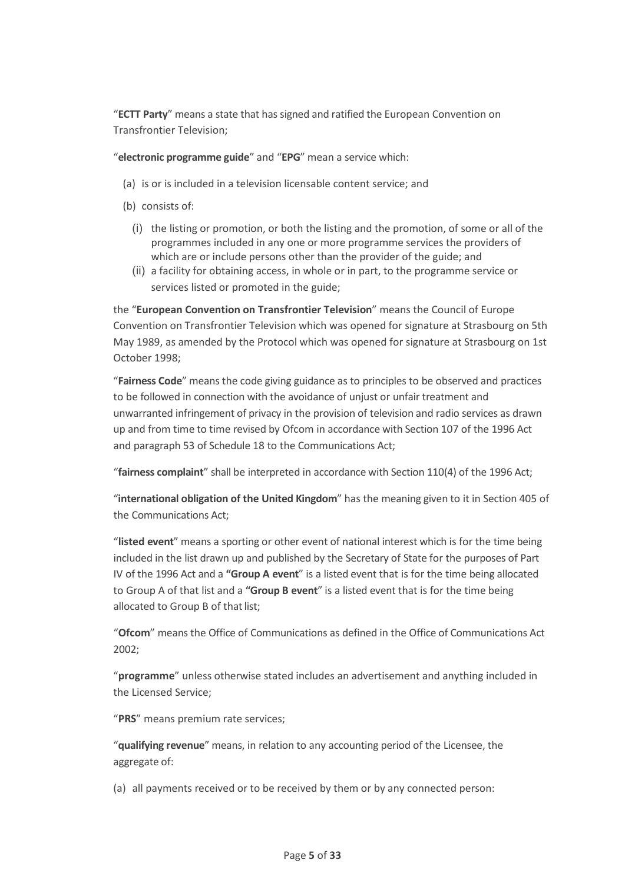"**ECTT Party**" means a state that has signed and ratified the European Convention on Transfrontier Television;

"**electronic programme guide**" and "**EPG**" mean a service which:

- (a) is or is included in a television licensable content service; and
- (b) consists of:
  - (i) the listing or promotion, or both the listing and the promotion, of some or all of the programmes included in any one or more programme services the providers of which are or include persons other than the provider of the guide; and
  - (ii) a facility for obtaining access, in whole or in part, to the programme service or services listed or promoted in the guide;

the "**European Convention on Transfrontier Television**" means the Council of Europe Convention on Transfrontier Television which was opened for signature at Strasbourg on 5th May 1989, as amended by the Protocol which was opened for signature at Strasbourg on 1st October 1998;

"**Fairness Code**" means the code giving guidance as to principles to be observed and practices to be followed in connection with the avoidance of unjust or unfair treatment and unwarranted infringement of privacy in the provision of television and radio services as drawn up and from time to time revised by Ofcom in accordance with Section 107 of the 1996 Act and paragraph 53 of Schedule 18 to the Communications Act;

"**fairness complaint**" shall be interpreted in accordance with Section 110(4) of the 1996 Act;

"**international obligation of the United Kingdom**" has the meaning given to it in Section 405 of the Communications Act;

"**listed event**" means a sporting or other event of national interest which is for the time being included in the list drawn up and published by the Secretary of State for the purposes of Part IV of the 1996 Act and a **"Group A event**" is a listed event that is for the time being allocated to Group A of that list and a **"Group B event**" is a listed event that is for the time being allocated to Group B of that list;

"**Ofcom**" means the Office of Communications as defined in the Office of Communications Act 2002;

"**programme**" unless otherwise stated includes an advertisement and anything included in the Licensed Service;

"**PRS**" means premium rate services;

"**qualifying revenue**" means, in relation to any accounting period of the Licensee, the aggregate of:

(a) all payments received or to be received by them or by any connected person: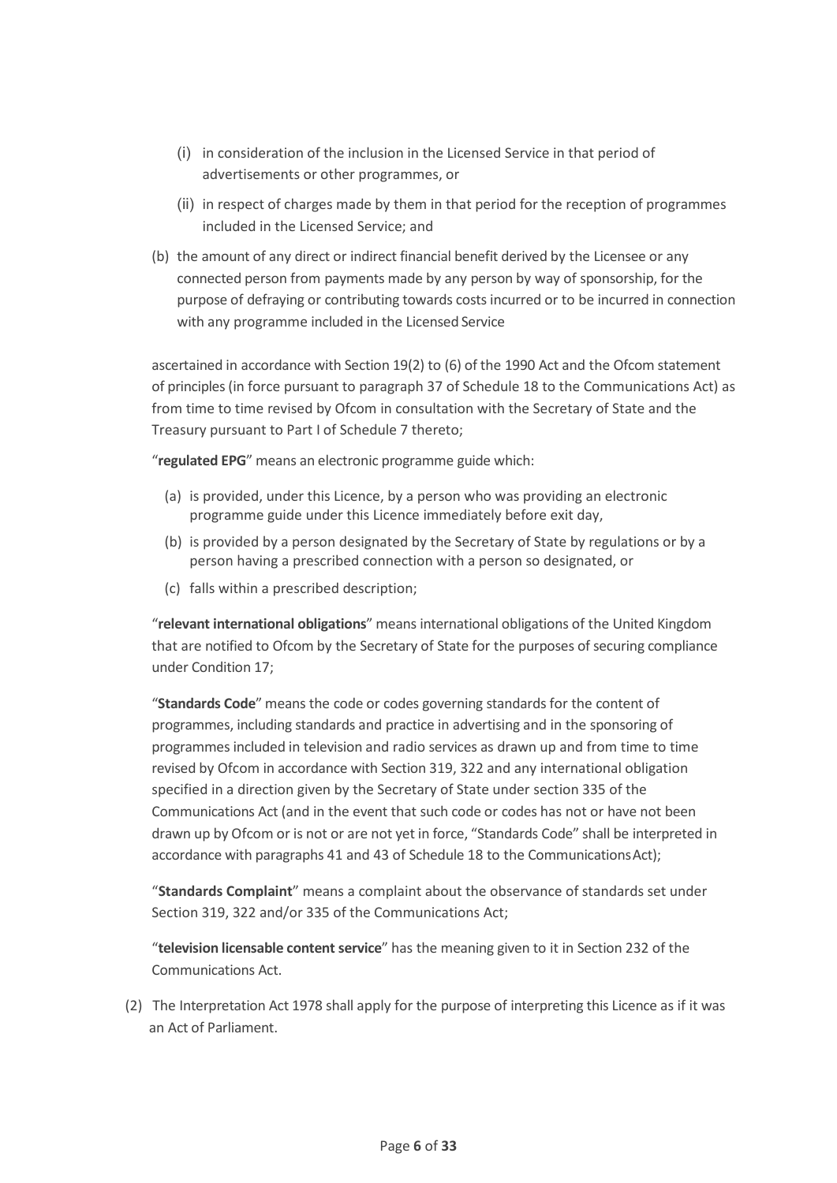(i) in consideration of the inclusion in the Licensed Service in that period of advertisements or other programmes, or

  (ii) in respect of charges made by them in that period for the reception of programmes included in the Licensed Service; and

(b) the amount of any direct or indirect financial benefit derived by the Licensee or any connected person from payments made by any person by way of sponsorship, for the purpose of defraying or contributing towards costs incurred or to be incurred in connection with any programme included in the Licensed Service

ascertained in accordance with Section 19(2) to (6) of the 1990 Act and the Ofcom statement of principles (in force pursuant to paragraph 37 of Schedule 18 to the Communications Act) as from time to time revised by Ofcom in consultation with the Secretary of State and the Treasury pursuant to Part I of Schedule 7 thereto;

"**regulated EPG**" means an electronic programme guide which:

(a) is provided, under this Licence, by a person who was providing an electronic programme guide under this Licence immediately before exit day,

(b) is provided by a person designated by the Secretary of State by regulations or by a person having a prescribed connection with a person so designated, or

(c) falls within a prescribed description;

"**relevant international obligations**" means international obligations of the United Kingdom that are notified to Ofcom by the Secretary of State for the purposes of securing compliance under Condition 17;

"**Standards Code**" means the code or codes governing standards for the content of programmes, including standards and practice in advertising and in the sponsoring of programmes included in television and radio services as drawn up and from time to time revised by Ofcom in accordance with Section 319, 322 and any international obligation specified in a direction given by the Secretary of State under section 335 of the Communications Act (and in the event that such code or codes has not or have not been drawn up by Ofcom or is not or are not yet in force, "Standards Code" shall be interpreted in accordance with paragraphs 41 and 43 of Schedule 18 to the Communications Act);

"**Standards Complaint**" means a complaint about the observance of standards set under Section 319, 322 and/or 335 of the Communications Act;

"**television licensable content service**" has the meaning given to it in Section 232 of the Communications Act.

(2) The Interpretation Act 1978 shall apply for the purpose of interpreting this Licence as if it was an Act of Parliament.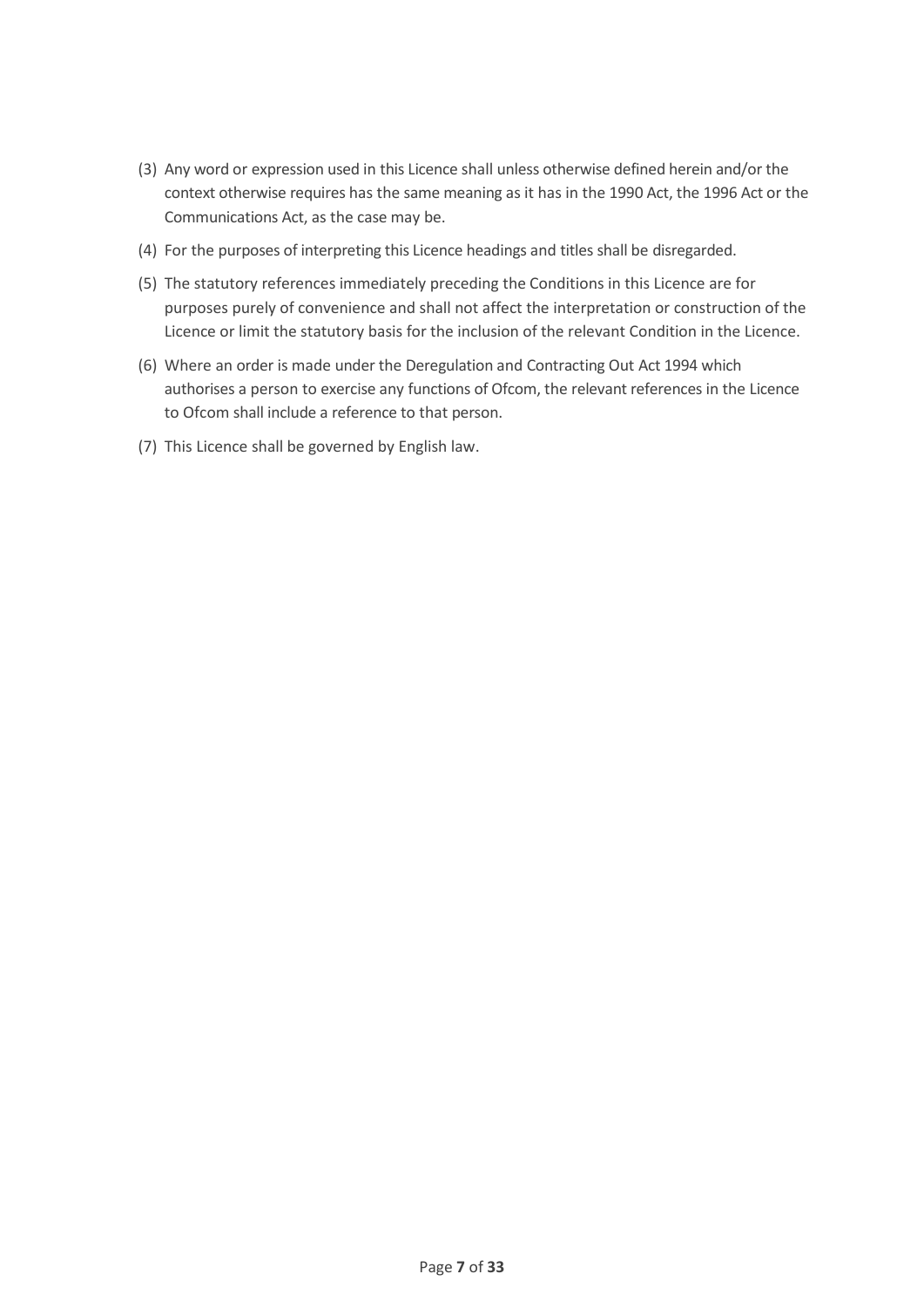(3) Any word or expression used in this Licence shall unless otherwise defined herein and/or the context otherwise requires has the same meaning as it has in the 1990 Act, the 1996 Act or the Communications Act, as the case may be.

(4) For the purposes of interpreting this Licence headings and titles shall be disregarded.

(5) The statutory references immediately preceding the Conditions in this Licence are for purposes purely of convenience and shall not affect the interpretation or construction of the Licence or limit the statutory basis for the inclusion of the relevant Condition in the Licence.

(6) Where an order is made under the Deregulation and Contracting Out Act 1994 which authorises a person to exercise any functions of Ofcom, the relevant references in the Licence to Ofcom shall include a reference to that person.

(7) This Licence shall be governed by English law.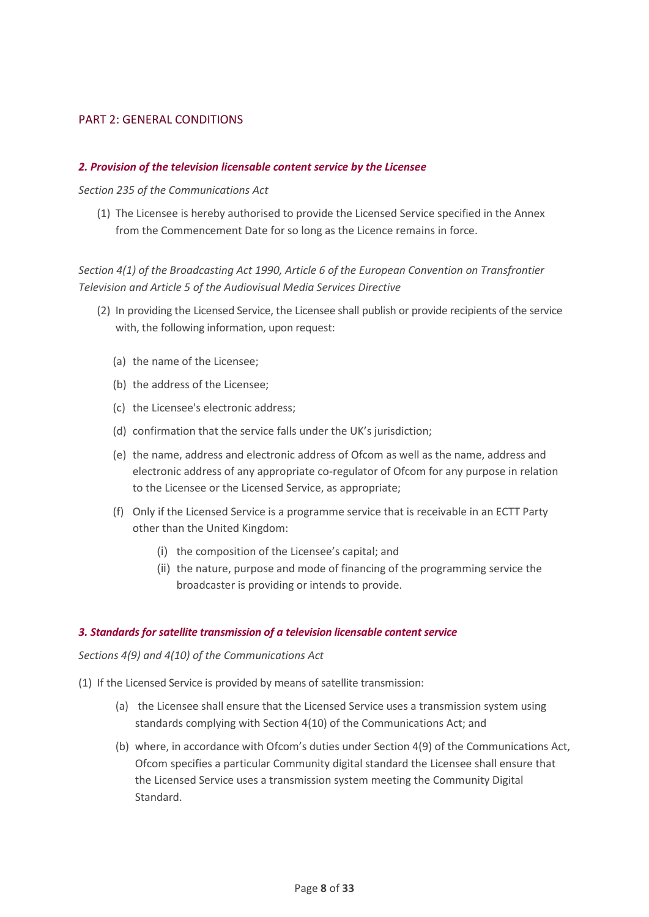## PART 2: GENERAL CONDITIONS

### *2. Provision of the television licensable content service by the Licensee*

*Section 235 of the Communications Act*

(1) The Licensee is hereby authorised to provide the Licensed Service specified in the Annex from the Commencement Date for so long as the Licence remains in force.

*Section 4(1) of the Broadcasting Act 1990, Article 6 of the European Convention on Transfrontier Television and Article 5 of the Audiovisual Media Services Directive*

(2) In providing the Licensed Service, the Licensee shall publish or provide recipients of the service with, the following information, upon request:

(a) the name of the Licensee;

(b) the address of the Licensee;

(c) the Licensee's electronic address;

(d) confirmation that the service falls under the UK's jurisdiction;

(e) the name, address and electronic address of Ofcom as well as the name, address and electronic address of any appropriate co-regulator of Ofcom for any purpose in relation to the Licensee or the Licensed Service, as appropriate;

(f) Only if the Licensed Service is a programme service that is receivable in an ECTT Party other than the United Kingdom:

(i) the composition of the Licensee's capital; and

(ii) the nature, purpose and mode of financing of the programming service the broadcaster is providing or intends to provide.

### *3. Standards for satellite transmission of a television licensable content service*

*Sections 4(9) and 4(10) of the Communications Act*

(1) If the Licensed Service is provided by means of satellite transmission:

(a) the Licensee shall ensure that the Licensed Service uses a transmission system using standards complying with Section 4(10) of the Communications Act; and

(b) where, in accordance with Ofcom's duties under Section 4(9) of the Communications Act, Ofcom specifies a particular Community digital standard the Licensee shall ensure that the Licensed Service uses a transmission system meeting the Community Digital Standard.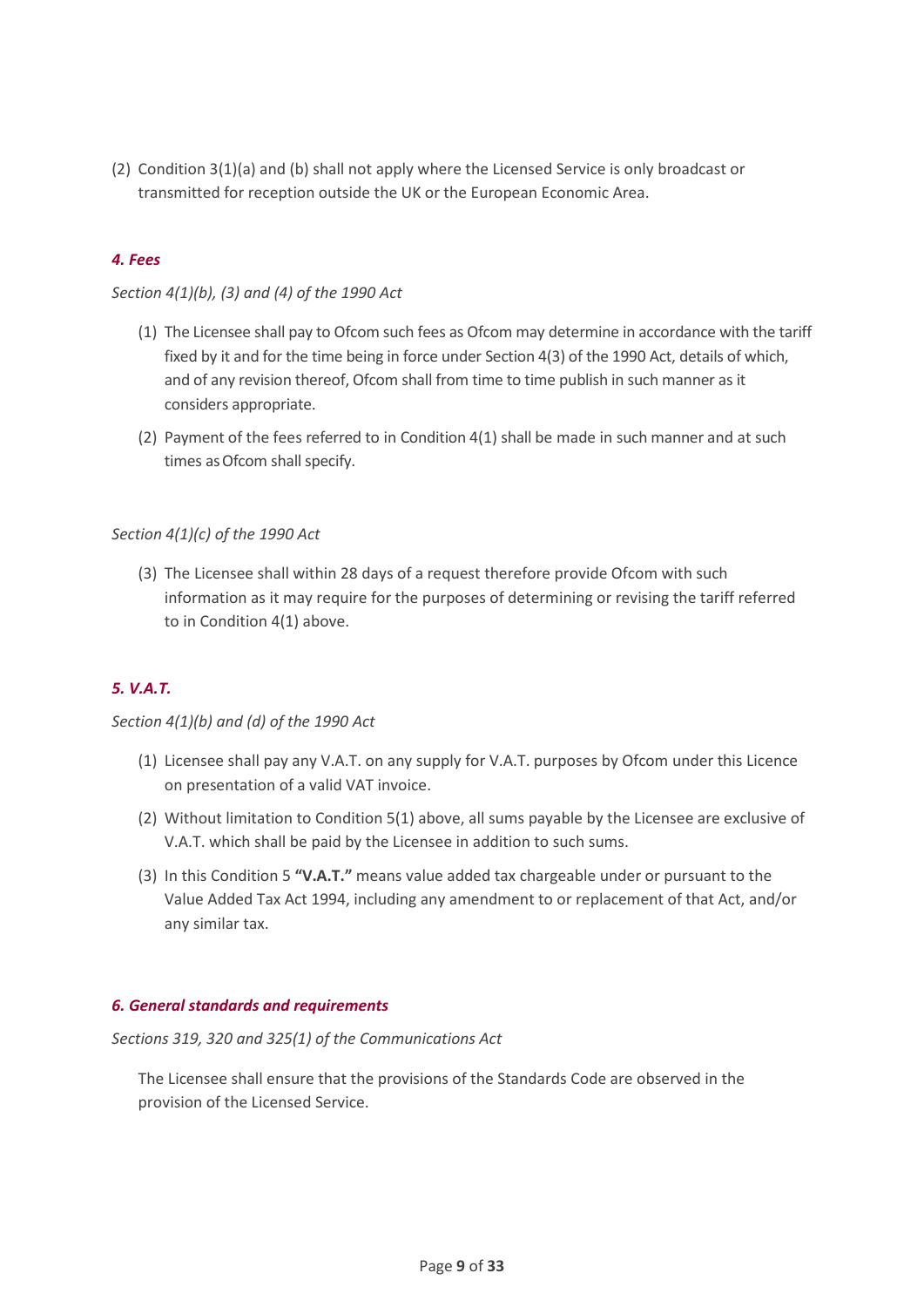(2) Condition 3(1)(a) and (b) shall not apply where the Licensed Service is only broadcast or transmitted for reception outside the UK or the European Economic Area.

### *4. Fees*

*Section 4(1)(b), (3) and (4) of the 1990 Act*

(1) The Licensee shall pay to Ofcom such fees as Ofcom may determine in accordance with the tariff fixed by it and for the time being in force under Section 4(3) of the 1990 Act, details of which, and of any revision thereof, Ofcom shall from time to time publish in such manner as it considers appropriate.

(2) Payment of the fees referred to in Condition 4(1) shall be made in such manner and at such times as Ofcom shall specify.

*Section 4(1)(c) of the 1990 Act*

(3) The Licensee shall within 28 days of a request therefore provide Ofcom with such information as it may require for the purposes of determining or revising the tariff referred to in Condition 4(1) above.

### *5. V.A.T.*

*Section 4(1)(b) and (d) of the 1990 Act*

(1) Licensee shall pay any V.A.T. on any supply for V.A.T. purposes by Ofcom under this Licence on presentation of a valid VAT invoice.

(2) Without limitation to Condition 5(1) above, all sums payable by the Licensee are exclusive of V.A.T. which shall be paid by the Licensee in addition to such sums.

(3) In this Condition 5 **"V.A.T."** means value added tax chargeable under or pursuant to the Value Added Tax Act 1994, including any amendment to or replacement of that Act, and/or any similar tax.

### *6. General standards and requirements*

*Sections 319, 320 and 325(1) of the Communications Act*

The Licensee shall ensure that the provisions of the Standards Code are observed in the provision of the Licensed Service.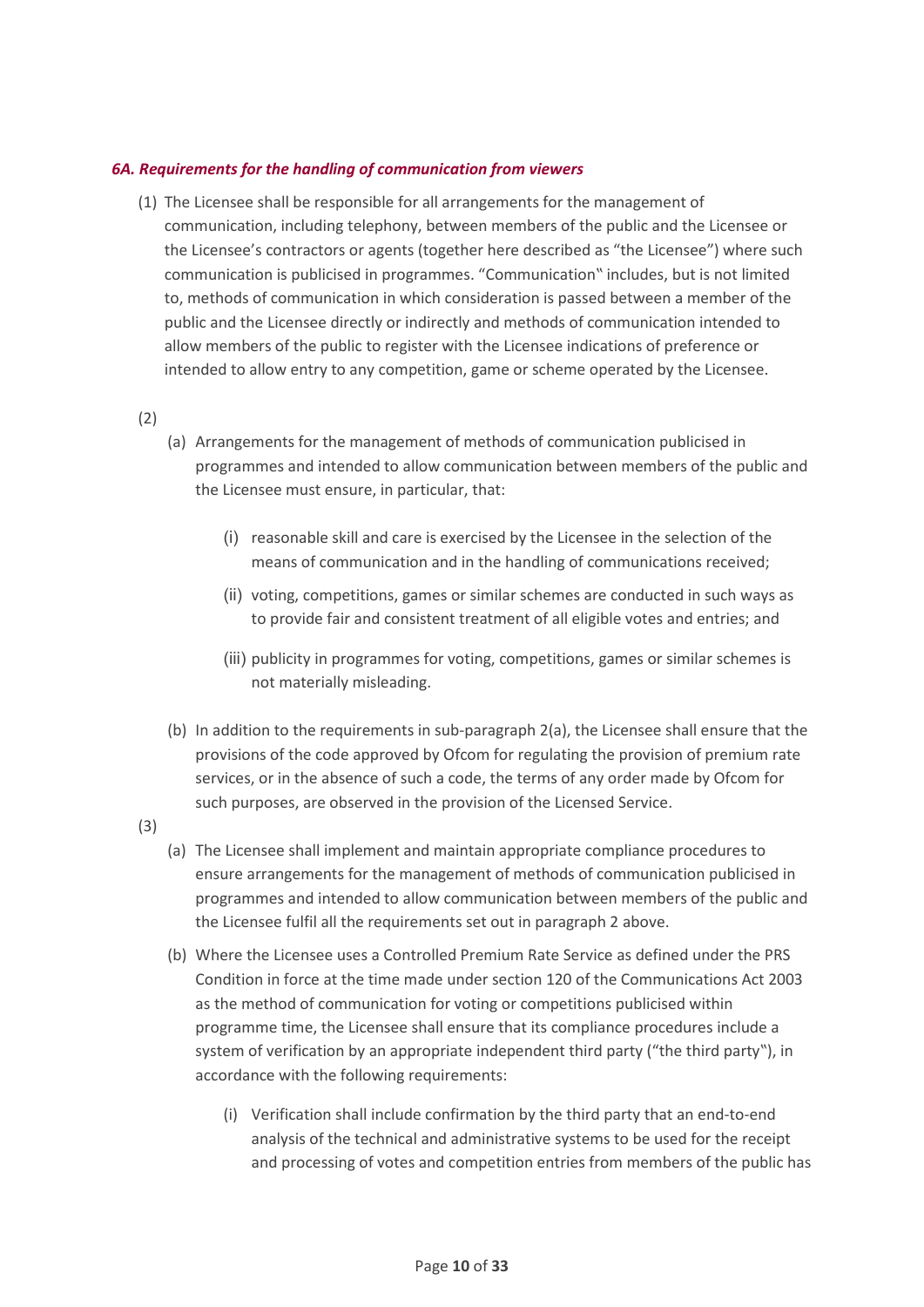***6A. Requirements for the handling of communication from viewers***

(1) The Licensee shall be responsible for all arrangements for the management of communication, including telephony, between members of the public and the Licensee or the Licensee's contractors or agents (together here described as "the Licensee") where such communication is publicised in programmes. "Communication" includes, but is not limited to, methods of communication in which consideration is passed between a member of the public and the Licensee directly or indirectly and methods of communication intended to allow members of the public to register with the Licensee indications of preference or intended to allow entry to any competition, game or scheme operated by the Licensee.

(2)

(a) Arrangements for the management of methods of communication publicised in programmes and intended to allow communication between members of the public and the Licensee must ensure, in particular, that:

(i) reasonable skill and care is exercised by the Licensee in the selection of the means of communication and in the handling of communications received;

(ii) voting, competitions, games or similar schemes are conducted in such ways as to provide fair and consistent treatment of all eligible votes and entries; and

(iii) publicity in programmes for voting, competitions, games or similar schemes is not materially misleading.

(b) In addition to the requirements in sub-paragraph 2(a), the Licensee shall ensure that the provisions of the code approved by Ofcom for regulating the provision of premium rate services, or in the absence of such a code, the terms of any order made by Ofcom for such purposes, are observed in the provision of the Licensed Service.

(3)

(a) The Licensee shall implement and maintain appropriate compliance procedures to ensure arrangements for the management of methods of communication publicised in programmes and intended to allow communication between members of the public and the Licensee fulfil all the requirements set out in paragraph 2 above.

(b) Where the Licensee uses a Controlled Premium Rate Service as defined under the PRS Condition in force at the time made under section 120 of the Communications Act 2003 as the method of communication for voting or competitions publicised within programme time, the Licensee shall ensure that its compliance procedures include a system of verification by an appropriate independent third party ("the third party"), in accordance with the following requirements:

(i) Verification shall include confirmation by the third party that an end-to-end analysis of the technical and administrative systems to be used for the receipt and processing of votes and competition entries from members of the public has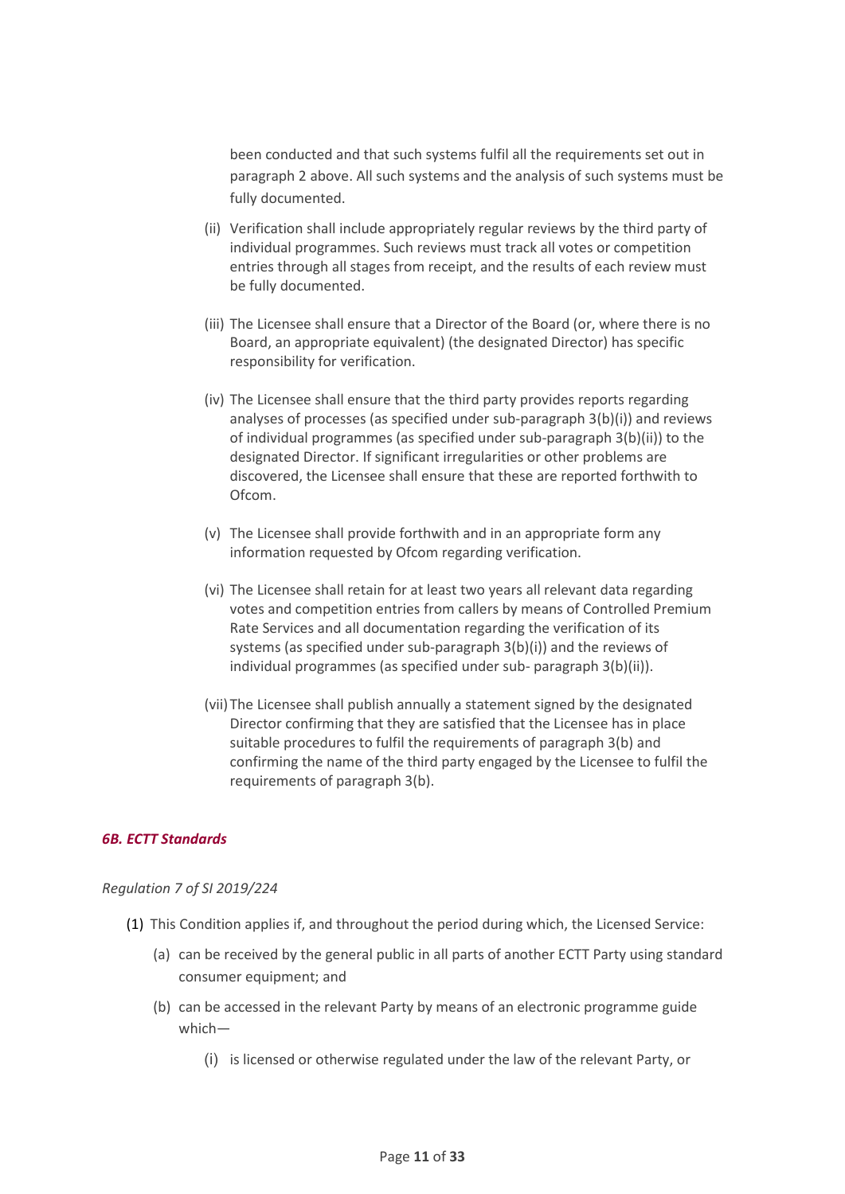been conducted and that such systems fulfil all the requirements set out in paragraph 2 above. All such systems and the analysis of such systems must be fully documented.

(ii) Verification shall include appropriately regular reviews by the third party of individual programmes. Such reviews must track all votes or competition entries through all stages from receipt, and the results of each review must be fully documented.

(iii) The Licensee shall ensure that a Director of the Board (or, where there is no Board, an appropriate equivalent) (the designated Director) has specific responsibility for verification.

(iv) The Licensee shall ensure that the third party provides reports regarding analyses of processes (as specified under sub-paragraph 3(b)(i)) and reviews of individual programmes (as specified under sub-paragraph 3(b)(ii)) to the designated Director. If significant irregularities or other problems are discovered, the Licensee shall ensure that these are reported forthwith to Ofcom.

(v) The Licensee shall provide forthwith and in an appropriate form any information requested by Ofcom regarding verification.

(vi) The Licensee shall retain for at least two years all relevant data regarding votes and competition entries from callers by means of Controlled Premium Rate Services and all documentation regarding the verification of its systems (as specified under sub-paragraph 3(b)(i)) and the reviews of individual programmes (as specified under sub- paragraph 3(b)(ii)).

(vii) The Licensee shall publish annually a statement signed by the designated Director confirming that they are satisfied that the Licensee has in place suitable procedures to fulfil the requirements of paragraph 3(b) and confirming the name of the third party engaged by the Licensee to fulfil the requirements of paragraph 3(b).

### *6B. ECTT Standards*

*Regulation 7 of SI 2019/224*

(1) This Condition applies if, and throughout the period during which, the Licensed Service:

(a) can be received by the general public in all parts of another ECTT Party using standard consumer equipment; and

(b) can be accessed in the relevant Party by means of an electronic programme guide which—

(i) is licensed or otherwise regulated under the law of the relevant Party, or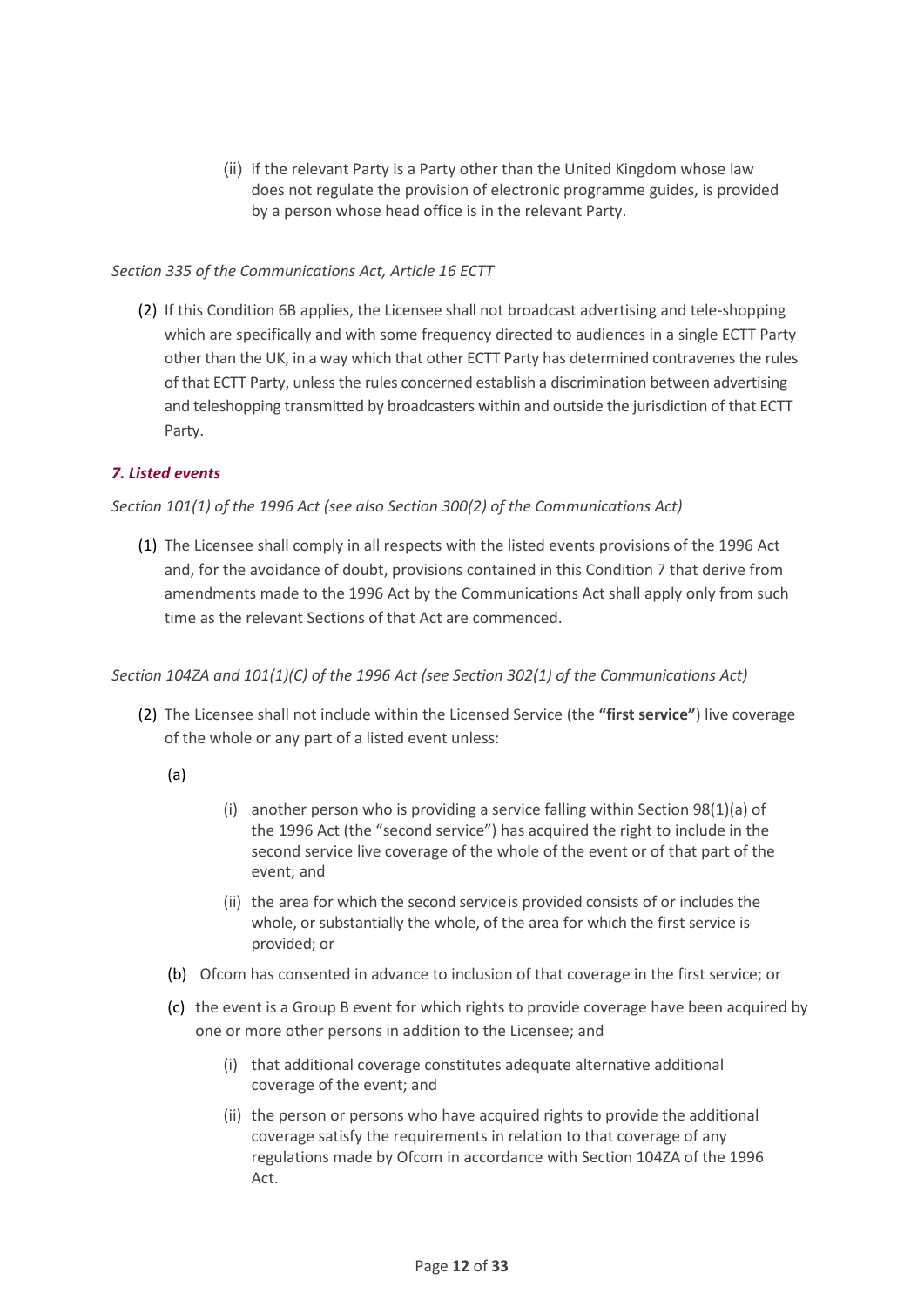(ii) if the relevant Party is a Party other than the United Kingdom whose law does not regulate the provision of electronic programme guides, is provided by a person whose head office is in the relevant Party.

*Section 335 of the Communications Act, Article 16 ECTT*

(2) If this Condition 6B applies, the Licensee shall not broadcast advertising and tele-shopping which are specifically and with some frequency directed to audiences in a single ECTT Party other than the UK, in a way which that other ECTT Party has determined contravenes the rules of that ECTT Party, unless the rules concerned establish a discrimination between advertising and teleshopping transmitted by broadcasters within and outside the jurisdiction of that ECTT Party.

### *7. Listed events*

*Section 101(1) of the 1996 Act (see also Section 300(2) of the Communications Act)*

(1) The Licensee shall comply in all respects with the listed events provisions of the 1996 Act and, for the avoidance of doubt, provisions contained in this Condition 7 that derive from amendments made to the 1996 Act by the Communications Act shall apply only from such time as the relevant Sections of that Act are commenced.

*Section 104ZA and 101(1)(C) of the 1996 Act (see Section 302(1) of the Communications Act)*

(2) The Licensee shall not include within the Licensed Service (the **"first service"**) live coverage of the whole or any part of a listed event unless:

(a)

(i) another person who is providing a service falling within Section 98(1)(a) of the 1996 Act (the "second service") has acquired the right to include in the second service live coverage of the whole of the event or of that part of the event; and

(ii) the area for which the second service is provided consists of or includes the whole, or substantially the whole, of the area for which the first service is provided; or

(b) Ofcom has consented in advance to inclusion of that coverage in the first service; or

(c) the event is a Group B event for which rights to provide coverage have been acquired by one or more other persons in addition to the Licensee; and

(i) that additional coverage constitutes adequate alternative additional coverage of the event; and

(ii) the person or persons who have acquired rights to provide the additional coverage satisfy the requirements in relation to that coverage of any regulations made by Ofcom in accordance with Section 104ZA of the 1996 Act.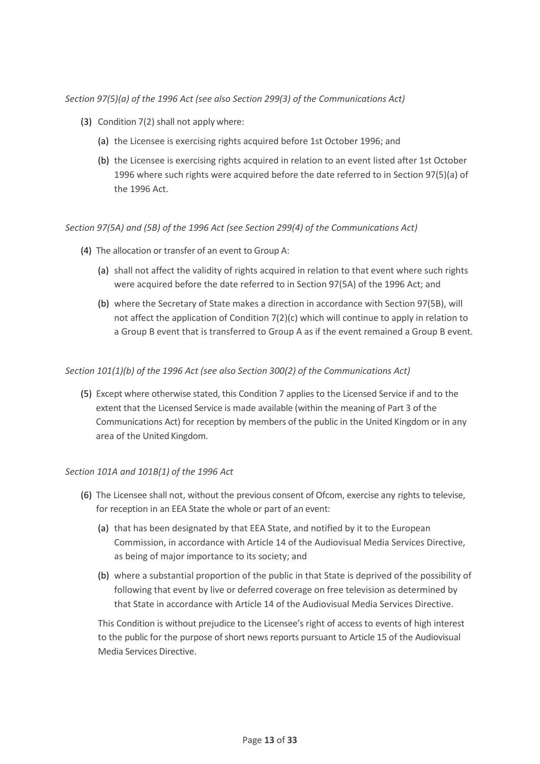*Section 97(5)(a) of the 1996 Act (see also Section 299(3) of the Communications Act)*

(3) Condition 7(2) shall not apply where:

   (a) the Licensee is exercising rights acquired before 1st October 1996; and

   (b) the Licensee is exercising rights acquired in relation to an event listed after 1st October 1996 where such rights were acquired before the date referred to in Section 97(5)(a) of the 1996 Act.

*Section 97(5A) and (5B) of the 1996 Act (see Section 299(4) of the Communications Act)*

(4) The allocation or transfer of an event to Group A:

   (a) shall not affect the validity of rights acquired in relation to that event where such rights were acquired before the date referred to in Section 97(5A) of the 1996 Act; and

   (b) where the Secretary of State makes a direction in accordance with Section 97(5B), will not affect the application of Condition 7(2)(c) which will continue to apply in relation to a Group B event that is transferred to Group A as if the event remained a Group B event.

*Section 101(1)(b) of the 1996 Act (see also Section 300(2) of the Communications Act)*

(5) Except where otherwise stated, this Condition 7 applies to the Licensed Service if and to the extent that the Licensed Service is made available (within the meaning of Part 3 of the Communications Act) for reception by members of the public in the United Kingdom or in any area of the United Kingdom.

*Section 101A and 101B(1) of the 1996 Act*

(6) The Licensee shall not, without the previous consent of Ofcom, exercise any rights to televise, for reception in an EEA State the whole or part of an event:

   (a) that has been designated by that EEA State, and notified by it to the European Commission, in accordance with Article 14 of the Audiovisual Media Services Directive, as being of major importance to its society; and

   (b) where a substantial proportion of the public in that State is deprived of the possibility of following that event by live or deferred coverage on free television as determined by that State in accordance with Article 14 of the Audiovisual Media Services Directive.

   This Condition is without prejudice to the Licensee's right of access to events of high interest to the public for the purpose of short news reports pursuant to Article 15 of the Audiovisual Media Services Directive.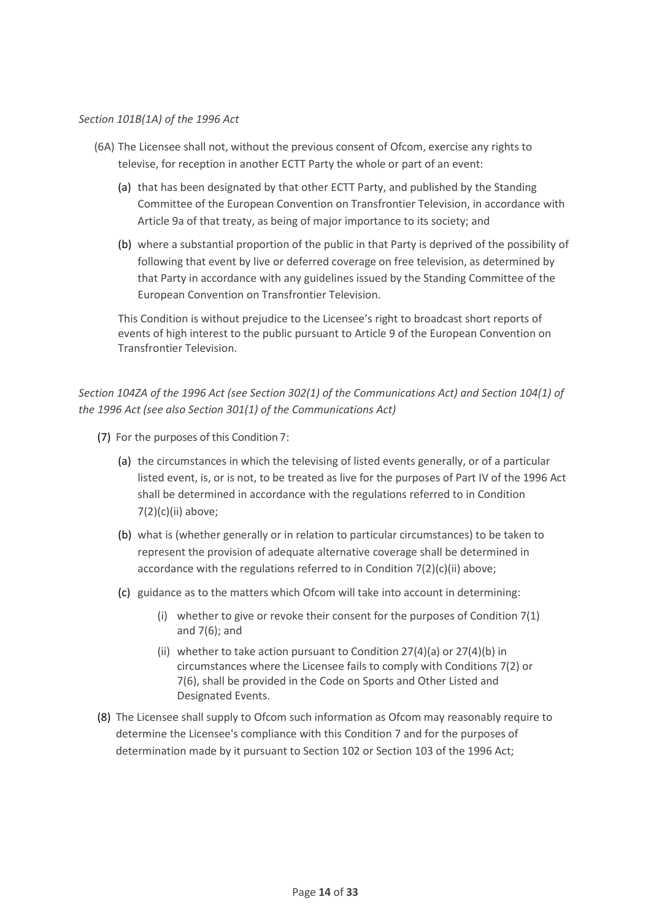*Section 101B(1A) of the 1996 Act*

(6A) The Licensee shall not, without the previous consent of Ofcom, exercise any rights to televise, for reception in another ECTT Party the whole or part of an event:

(a) that has been designated by that other ECTT Party, and published by the Standing Committee of the European Convention on Transfrontier Television, in accordance with Article 9a of that treaty, as being of major importance to its society; and

(b) where a substantial proportion of the public in that Party is deprived of the possibility of following that event by live or deferred coverage on free television, as determined by that Party in accordance with any guidelines issued by the Standing Committee of the European Convention on Transfrontier Television.

This Condition is without prejudice to the Licensee's right to broadcast short reports of events of high interest to the public pursuant to Article 9 of the European Convention on Transfrontier Television.

*Section 104ZA of the 1996 Act (see Section 302(1) of the Communications Act) and Section 104(1) of the 1996 Act (see also Section 301(1) of the Communications Act)*

(7) For the purposes of this Condition 7:

(a) the circumstances in which the televising of listed events generally, or of a particular listed event, is, or is not, to be treated as live for the purposes of Part IV of the 1996 Act shall be determined in accordance with the regulations referred to in Condition 7(2)(c)(ii) above;

(b) what is (whether generally or in relation to particular circumstances) to be taken to represent the provision of adequate alternative coverage shall be determined in accordance with the regulations referred to in Condition 7(2)(c)(ii) above;

(c) guidance as to the matters which Ofcom will take into account in determining:

(i) whether to give or revoke their consent for the purposes of Condition 7(1) and 7(6); and

(ii) whether to take action pursuant to Condition 27(4)(a) or 27(4)(b) in circumstances where the Licensee fails to comply with Conditions 7(2) or 7(6), shall be provided in the Code on Sports and Other Listed and Designated Events.

(8) The Licensee shall supply to Ofcom such information as Ofcom may reasonably require to determine the Licensee's compliance with this Condition 7 and for the purposes of determination made by it pursuant to Section 102 or Section 103 of the 1996 Act;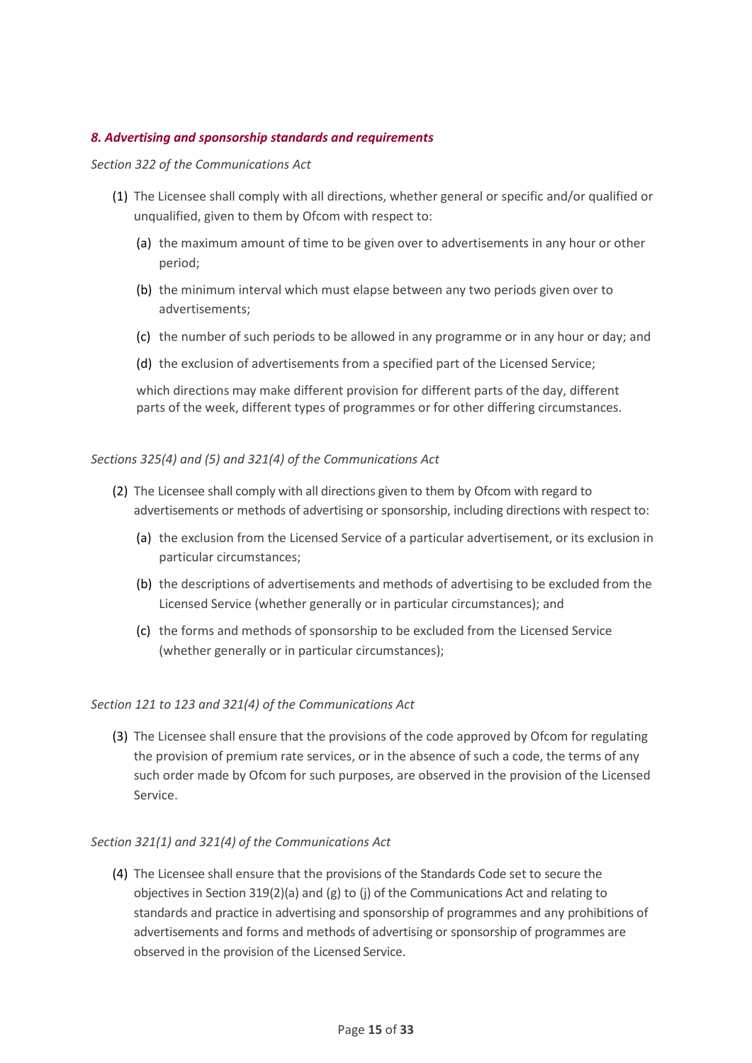### *8. Advertising and sponsorship standards and requirements*

*Section 322 of the Communications Act*

(1) The Licensee shall comply with all directions, whether general or specific and/or qualified or unqualified, given to them by Ofcom with respect to:

  (a) the maximum amount of time to be given over to advertisements in any hour or other period;

  (b) the minimum interval which must elapse between any two periods given over to advertisements;

  (c) the number of such periods to be allowed in any programme or in any hour or day; and

  (d) the exclusion of advertisements from a specified part of the Licensed Service;

  which directions may make different provision for different parts of the day, different parts of the week, different types of programmes or for other differing circumstances.

*Sections 325(4) and (5) and 321(4) of the Communications Act*

(2) The Licensee shall comply with all directions given to them by Ofcom with regard to advertisements or methods of advertising or sponsorship, including directions with respect to:

  (a) the exclusion from the Licensed Service of a particular advertisement, or its exclusion in particular circumstances;

  (b) the descriptions of advertisements and methods of advertising to be excluded from the Licensed Service (whether generally or in particular circumstances); and

  (c) the forms and methods of sponsorship to be excluded from the Licensed Service (whether generally or in particular circumstances);

*Section 121 to 123 and 321(4) of the Communications Act*

(3) The Licensee shall ensure that the provisions of the code approved by Ofcom for regulating the provision of premium rate services, or in the absence of such a code, the terms of any such order made by Ofcom for such purposes, are observed in the provision of the Licensed Service.

*Section 321(1) and 321(4) of the Communications Act*

(4) The Licensee shall ensure that the provisions of the Standards Code set to secure the objectives in Section 319(2)(a) and (g) to (j) of the Communications Act and relating to standards and practice in advertising and sponsorship of programmes and any prohibitions of advertisements and forms and methods of advertising or sponsorship of programmes are observed in the provision of the Licensed Service.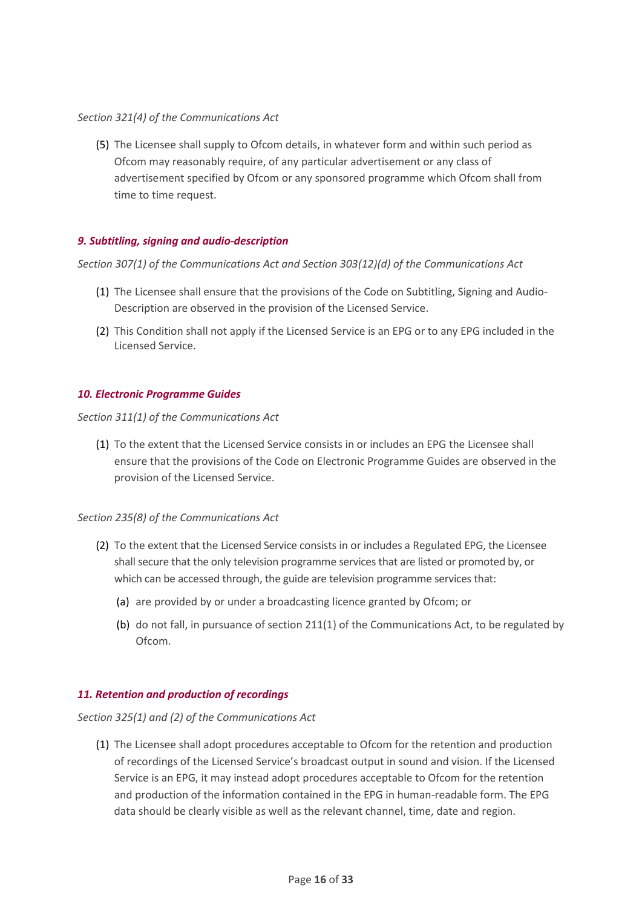*Section 321(4) of the Communications Act*

(5) The Licensee shall supply to Ofcom details, in whatever form and within such period as Ofcom may reasonably require, of any particular advertisement or any class of advertisement specified by Ofcom or any sponsored programme which Ofcom shall from time to time request.

### *9. Subtitling, signing and audio-description*

*Section 307(1) of the Communications Act and Section 303(12)(d) of the Communications Act*

(1) The Licensee shall ensure that the provisions of the Code on Subtitling, Signing and Audio-Description are observed in the provision of the Licensed Service.

(2) This Condition shall not apply if the Licensed Service is an EPG or to any EPG included in the Licensed Service.

### *10. Electronic Programme Guides*

*Section 311(1) of the Communications Act*

(1) To the extent that the Licensed Service consists in or includes an EPG the Licensee shall ensure that the provisions of the Code on Electronic Programme Guides are observed in the provision of the Licensed Service.

*Section 235(8) of the Communications Act*

(2) To the extent that the Licensed Service consists in or includes a Regulated EPG, the Licensee shall secure that the only television programme services that are listed or promoted by, or which can be accessed through, the guide are television programme services that:

(a) are provided by or under a broadcasting licence granted by Ofcom; or

(b) do not fall, in pursuance of section 211(1) of the Communications Act, to be regulated by Ofcom.

### *11. Retention and production of recordings*

*Section 325(1) and (2) of the Communications Act*

(1) The Licensee shall adopt procedures acceptable to Ofcom for the retention and production of recordings of the Licensed Service's broadcast output in sound and vision. If the Licensed Service is an EPG, it may instead adopt procedures acceptable to Ofcom for the retention and production of the information contained in the EPG in human-readable form. The EPG data should be clearly visible as well as the relevant channel, time, date and region.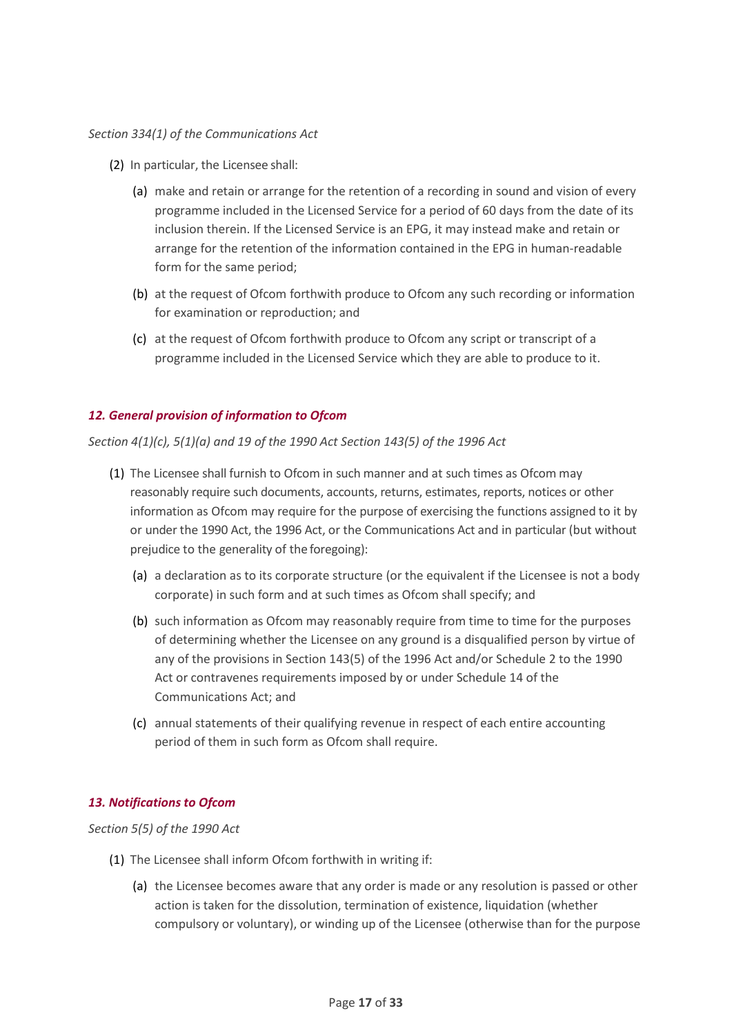*Section 334(1) of the Communications Act*

(2) In particular, the Licensee shall:

(a) make and retain or arrange for the retention of a recording in sound and vision of every programme included in the Licensed Service for a period of 60 days from the date of its inclusion therein. If the Licensed Service is an EPG, it may instead make and retain or arrange for the retention of the information contained in the EPG in human-readable form for the same period;

(b) at the request of Ofcom forthwith produce to Ofcom any such recording or information for examination or reproduction; and

(c) at the request of Ofcom forthwith produce to Ofcom any script or transcript of a programme included in the Licensed Service which they are able to produce to it.

### *12. General provision of information to Ofcom*

*Section 4(1)(c), 5(1)(a) and 19 of the 1990 Act Section 143(5) of the 1996 Act*

(1) The Licensee shall furnish to Ofcom in such manner and at such times as Ofcom may reasonably require such documents, accounts, returns, estimates, reports, notices or other information as Ofcom may require for the purpose of exercising the functions assigned to it by or under the 1990 Act, the 1996 Act, or the Communications Act and in particular (but without prejudice to the generality of the foregoing):

(a) a declaration as to its corporate structure (or the equivalent if the Licensee is not a body corporate) in such form and at such times as Ofcom shall specify; and

(b) such information as Ofcom may reasonably require from time to time for the purposes of determining whether the Licensee on any ground is a disqualified person by virtue of any of the provisions in Section 143(5) of the 1996 Act and/or Schedule 2 to the 1990 Act or contravenes requirements imposed by or under Schedule 14 of the Communications Act; and

(c) annual statements of their qualifying revenue in respect of each entire accounting period of them in such form as Ofcom shall require.

### *13. Notifications to Ofcom*

*Section 5(5) of the 1990 Act*

(1) The Licensee shall inform Ofcom forthwith in writing if:

(a) the Licensee becomes aware that any order is made or any resolution is passed or other action is taken for the dissolution, termination of existence, liquidation (whether compulsory or voluntary), or winding up of the Licensee (otherwise than for the purpose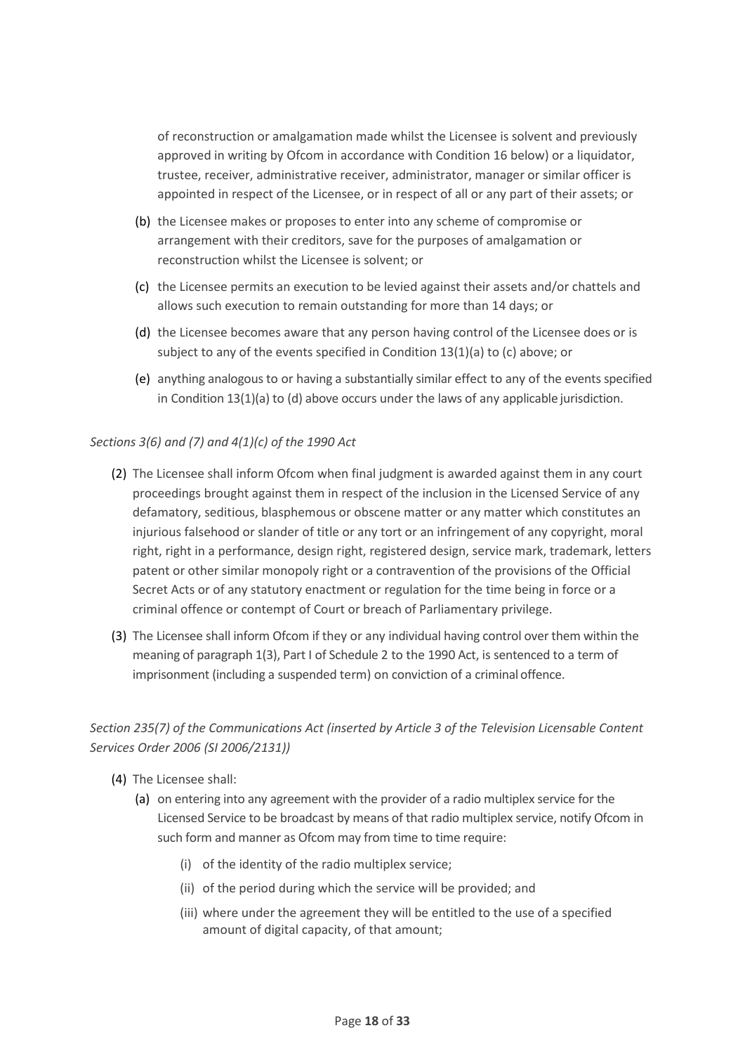of reconstruction or amalgamation made whilst the Licensee is solvent and previously approved in writing by Ofcom in accordance with Condition 16 below) or a liquidator, trustee, receiver, administrative receiver, administrator, manager or similar officer is appointed in respect of the Licensee, or in respect of all or any part of their assets; or

(b) the Licensee makes or proposes to enter into any scheme of compromise or arrangement with their creditors, save for the purposes of amalgamation or reconstruction whilst the Licensee is solvent; or

(c) the Licensee permits an execution to be levied against their assets and/or chattels and allows such execution to remain outstanding for more than 14 days; or

(d) the Licensee becomes aware that any person having control of the Licensee does or is subject to any of the events specified in Condition 13(1)(a) to (c) above; or

(e) anything analogous to or having a substantially similar effect to any of the events specified in Condition 13(1)(a) to (d) above occurs under the laws of any applicable jurisdiction.

*Sections 3(6) and (7) and 4(1)(c) of the 1990 Act*

(2) The Licensee shall inform Ofcom when final judgment is awarded against them in any court proceedings brought against them in respect of the inclusion in the Licensed Service of any defamatory, seditious, blasphemous or obscene matter or any matter which constitutes an injurious falsehood or slander of title or any tort or an infringement of any copyright, moral right, right in a performance, design right, registered design, service mark, trademark, letters patent or other similar monopoly right or a contravention of the provisions of the Official Secret Acts or of any statutory enactment or regulation for the time being in force or a criminal offence or contempt of Court or breach of Parliamentary privilege.

(3) The Licensee shall inform Ofcom if they or any individual having control over them within the meaning of paragraph 1(3), Part I of Schedule 2 to the 1990 Act, is sentenced to a term of imprisonment (including a suspended term) on conviction of a criminal offence.

*Section 235(7) of the Communications Act (inserted by Article 3 of the Television Licensable Content Services Order 2006 (SI 2006/2131))*

(4) The Licensee shall:

   (a) on entering into any agreement with the provider of a radio multiplex service for the Licensed Service to be broadcast by means of that radio multiplex service, notify Ofcom in such form and manner as Ofcom may from time to time require:

      (i) of the identity of the radio multiplex service;

      (ii) of the period during which the service will be provided; and

      (iii) where under the agreement they will be entitled to the use of a specified amount of digital capacity, of that amount;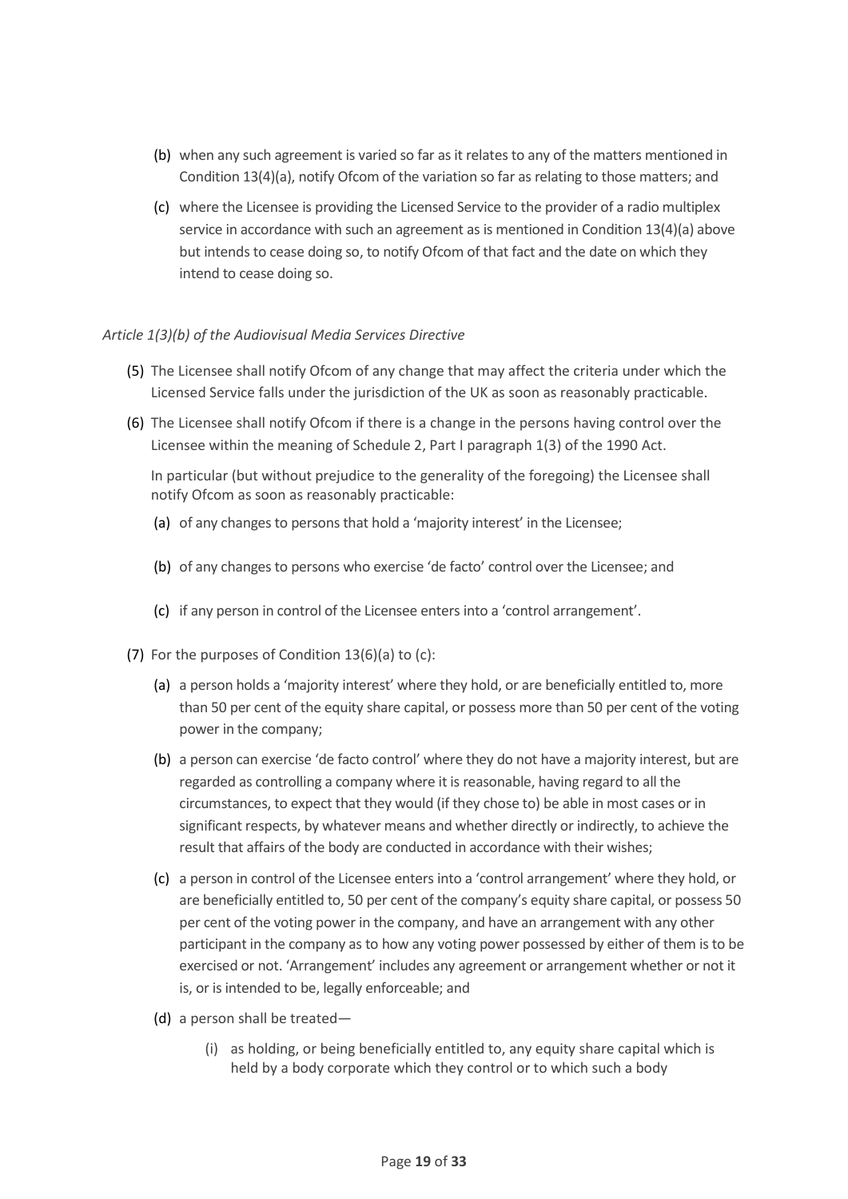(b) when any such agreement is varied so far as it relates to any of the matters mentioned in Condition 13(4)(a), notify Ofcom of the variation so far as relating to those matters; and

(c) where the Licensee is providing the Licensed Service to the provider of a radio multiplex service in accordance with such an agreement as is mentioned in Condition 13(4)(a) above but intends to cease doing so, to notify Ofcom of that fact and the date on which they intend to cease doing so.

*Article 1(3)(b) of the Audiovisual Media Services Directive*

(5) The Licensee shall notify Ofcom of any change that may affect the criteria under which the Licensed Service falls under the jurisdiction of the UK as soon as reasonably practicable.

(6) The Licensee shall notify Ofcom if there is a change in the persons having control over the Licensee within the meaning of Schedule 2, Part I paragraph 1(3) of the 1990 Act.

In particular (but without prejudice to the generality of the foregoing) the Licensee shall notify Ofcom as soon as reasonably practicable:

(a) of any changes to persons that hold a 'majority interest' in the Licensee;

(b) of any changes to persons who exercise 'de facto' control over the Licensee; and

(c) if any person in control of the Licensee enters into a 'control arrangement'.

(7) For the purposes of Condition 13(6)(a) to (c):

(a) a person holds a 'majority interest' where they hold, or are beneficially entitled to, more than 50 per cent of the equity share capital, or possess more than 50 per cent of the voting power in the company;

(b) a person can exercise 'de facto control' where they do not have a majority interest, but are regarded as controlling a company where it is reasonable, having regard to all the circumstances, to expect that they would (if they chose to) be able in most cases or in significant respects, by whatever means and whether directly or indirectly, to achieve the result that affairs of the body are conducted in accordance with their wishes;

(c) a person in control of the Licensee enters into a 'control arrangement' where they hold, or are beneficially entitled to, 50 per cent of the company's equity share capital, or possess 50 per cent of the voting power in the company, and have an arrangement with any other participant in the company as to how any voting power possessed by either of them is to be exercised or not. 'Arrangement' includes any agreement or arrangement whether or not it is, or is intended to be, legally enforceable; and

(d) a person shall be treated—

(i) as holding, or being beneficially entitled to, any equity share capital which is held by a body corporate which they control or to which such a body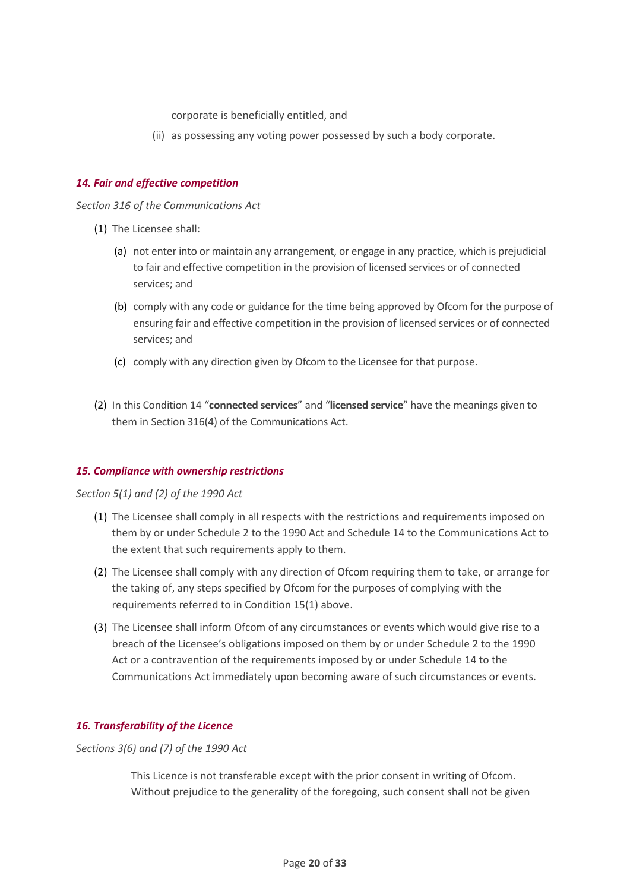corporate is beneficially entitled, and

(ii) as possessing any voting power possessed by such a body corporate.

### *14. Fair and effective competition*

*Section 316 of the Communications Act*

(1) The Licensee shall:

(a) not enter into or maintain any arrangement, or engage in any practice, which is prejudicial to fair and effective competition in the provision of licensed services or of connected services; and

(b) comply with any code or guidance for the time being approved by Ofcom for the purpose of ensuring fair and effective competition in the provision of licensed services or of connected services; and

(c) comply with any direction given by Ofcom to the Licensee for that purpose.

(2) In this Condition 14 "**connected services**" and "**licensed service**" have the meanings given to them in Section 316(4) of the Communications Act.

### *15. Compliance with ownership restrictions*

*Section 5(1) and (2) of the 1990 Act*

(1) The Licensee shall comply in all respects with the restrictions and requirements imposed on them by or under Schedule 2 to the 1990 Act and Schedule 14 to the Communications Act to the extent that such requirements apply to them.

(2) The Licensee shall comply with any direction of Ofcom requiring them to take, or arrange for the taking of, any steps specified by Ofcom for the purposes of complying with the requirements referred to in Condition 15(1) above.

(3) The Licensee shall inform Ofcom of any circumstances or events which would give rise to a breach of the Licensee's obligations imposed on them by or under Schedule 2 to the 1990 Act or a contravention of the requirements imposed by or under Schedule 14 to the Communications Act immediately upon becoming aware of such circumstances or events.

### *16. Transferability of the Licence*

*Sections 3(6) and (7) of the 1990 Act*

This Licence is not transferable except with the prior consent in writing of Ofcom. Without prejudice to the generality of the foregoing, such consent shall not be given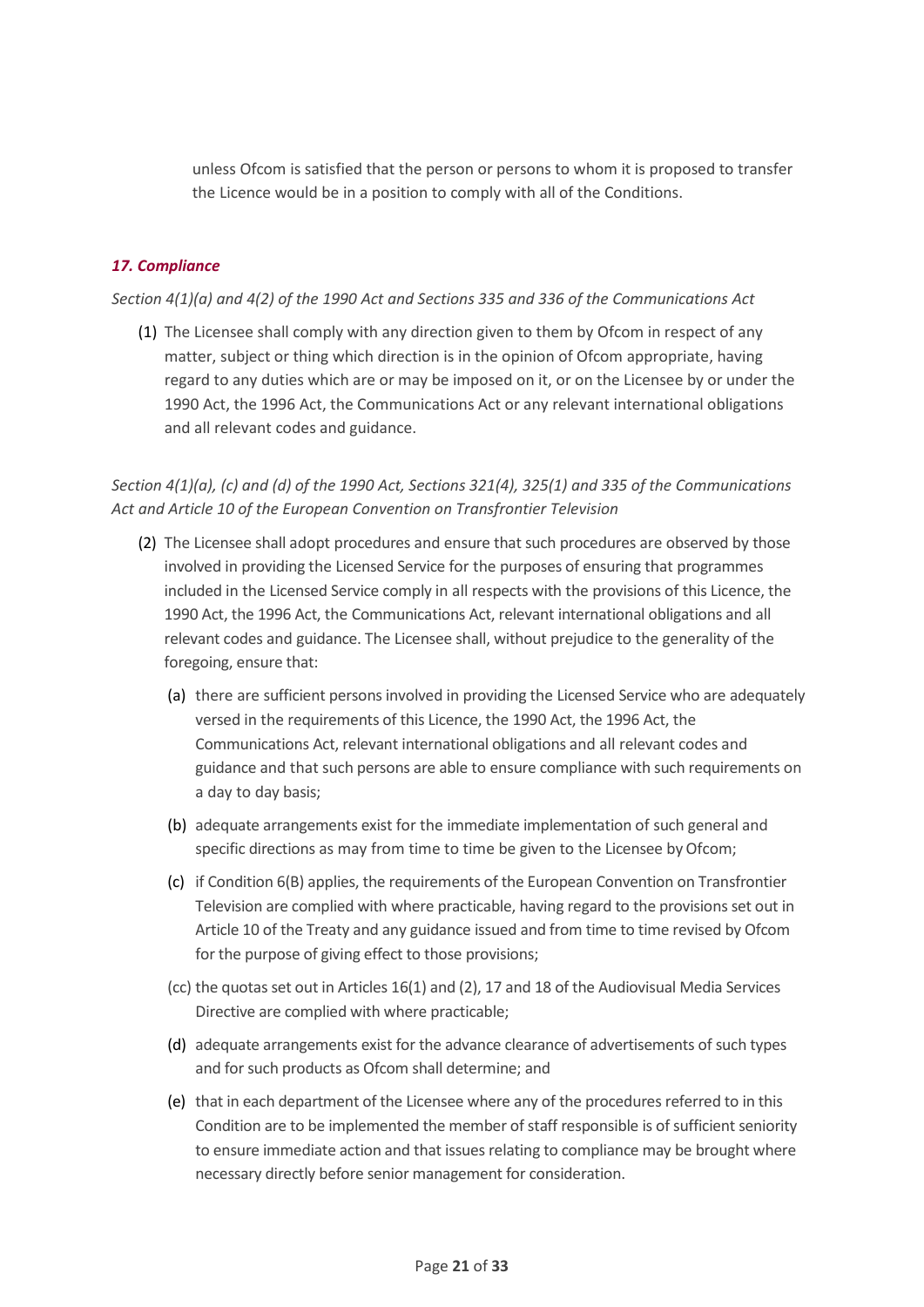unless Ofcom is satisfied that the person or persons to whom it is proposed to transfer the Licence would be in a position to comply with all of the Conditions.

### *17. Compliance*

*Section 4(1)(a) and 4(2) of the 1990 Act and Sections 335 and 336 of the Communications Act*

(1) The Licensee shall comply with any direction given to them by Ofcom in respect of any matter, subject or thing which direction is in the opinion of Ofcom appropriate, having regard to any duties which are or may be imposed on it, or on the Licensee by or under the 1990 Act, the 1996 Act, the Communications Act or any relevant international obligations and all relevant codes and guidance.

*Section 4(1)(a), (c) and (d) of the 1990 Act, Sections 321(4), 325(1) and 335 of the Communications Act and Article 10 of the European Convention on Transfrontier Television*

(2) The Licensee shall adopt procedures and ensure that such procedures are observed by those involved in providing the Licensed Service for the purposes of ensuring that programmes included in the Licensed Service comply in all respects with the provisions of this Licence, the 1990 Act, the 1996 Act, the Communications Act, relevant international obligations and all relevant codes and guidance. The Licensee shall, without prejudice to the generality of the foregoing, ensure that:

   (a) there are sufficient persons involved in providing the Licensed Service who are adequately versed in the requirements of this Licence, the 1990 Act, the 1996 Act, the Communications Act, relevant international obligations and all relevant codes and guidance and that such persons are able to ensure compliance with such requirements on a day to day basis;

   (b) adequate arrangements exist for the immediate implementation of such general and specific directions as may from time to time be given to the Licensee by Ofcom;

   (c) if Condition 6(B) applies, the requirements of the European Convention on Transfrontier Television are complied with where practicable, having regard to the provisions set out in Article 10 of the Treaty and any guidance issued and from time to time revised by Ofcom for the purpose of giving effect to those provisions;

   (cc) the quotas set out in Articles 16(1) and (2), 17 and 18 of the Audiovisual Media Services Directive are complied with where practicable;

   (d) adequate arrangements exist for the advance clearance of advertisements of such types and for such products as Ofcom shall determine; and

   (e) that in each department of the Licensee where any of the procedures referred to in this Condition are to be implemented the member of staff responsible is of sufficient seniority to ensure immediate action and that issues relating to compliance may be brought where necessary directly before senior management for consideration.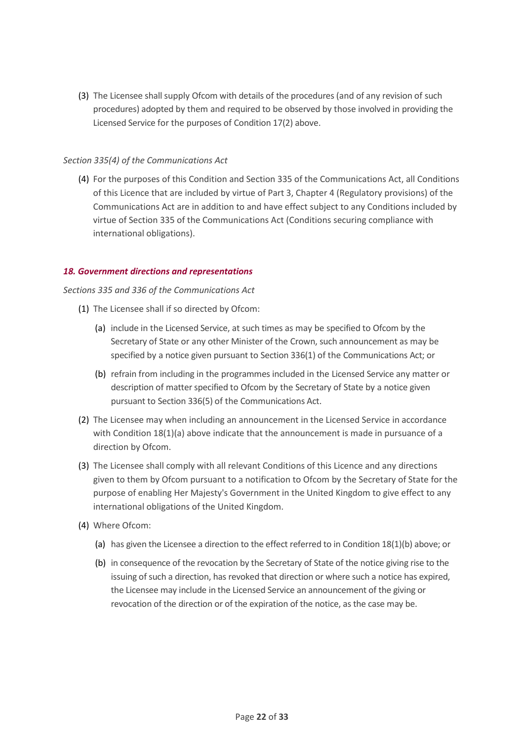(3) The Licensee shall supply Ofcom with details of the procedures (and of any revision of such procedures) adopted by them and required to be observed by those involved in providing the Licensed Service for the purposes of Condition 17(2) above.

*Section 335(4) of the Communications Act*

(4) For the purposes of this Condition and Section 335 of the Communications Act, all Conditions of this Licence that are included by virtue of Part 3, Chapter 4 (Regulatory provisions) of the Communications Act are in addition to and have effect subject to any Conditions included by virtue of Section 335 of the Communications Act (Conditions securing compliance with international obligations).

### *18. Government directions and representations*

*Sections 335 and 336 of the Communications Act*

(1) The Licensee shall if so directed by Ofcom:

  (a) include in the Licensed Service, at such times as may be specified to Ofcom by the Secretary of State or any other Minister of the Crown, such announcement as may be specified by a notice given pursuant to Section 336(1) of the Communications Act; or

  (b) refrain from including in the programmes included in the Licensed Service any matter or description of matter specified to Ofcom by the Secretary of State by a notice given pursuant to Section 336(5) of the Communications Act.

(2) The Licensee may when including an announcement in the Licensed Service in accordance with Condition 18(1)(a) above indicate that the announcement is made in pursuance of a direction by Ofcom.

(3) The Licensee shall comply with all relevant Conditions of this Licence and any directions given to them by Ofcom pursuant to a notification to Ofcom by the Secretary of State for the purpose of enabling Her Majesty's Government in the United Kingdom to give effect to any international obligations of the United Kingdom.

(4) Where Ofcom:

  (a) has given the Licensee a direction to the effect referred to in Condition 18(1)(b) above; or

  (b) in consequence of the revocation by the Secretary of State of the notice giving rise to the issuing of such a direction, has revoked that direction or where such a notice has expired, the Licensee may include in the Licensed Service an announcement of the giving or revocation of the direction or of the expiration of the notice, as the case may be.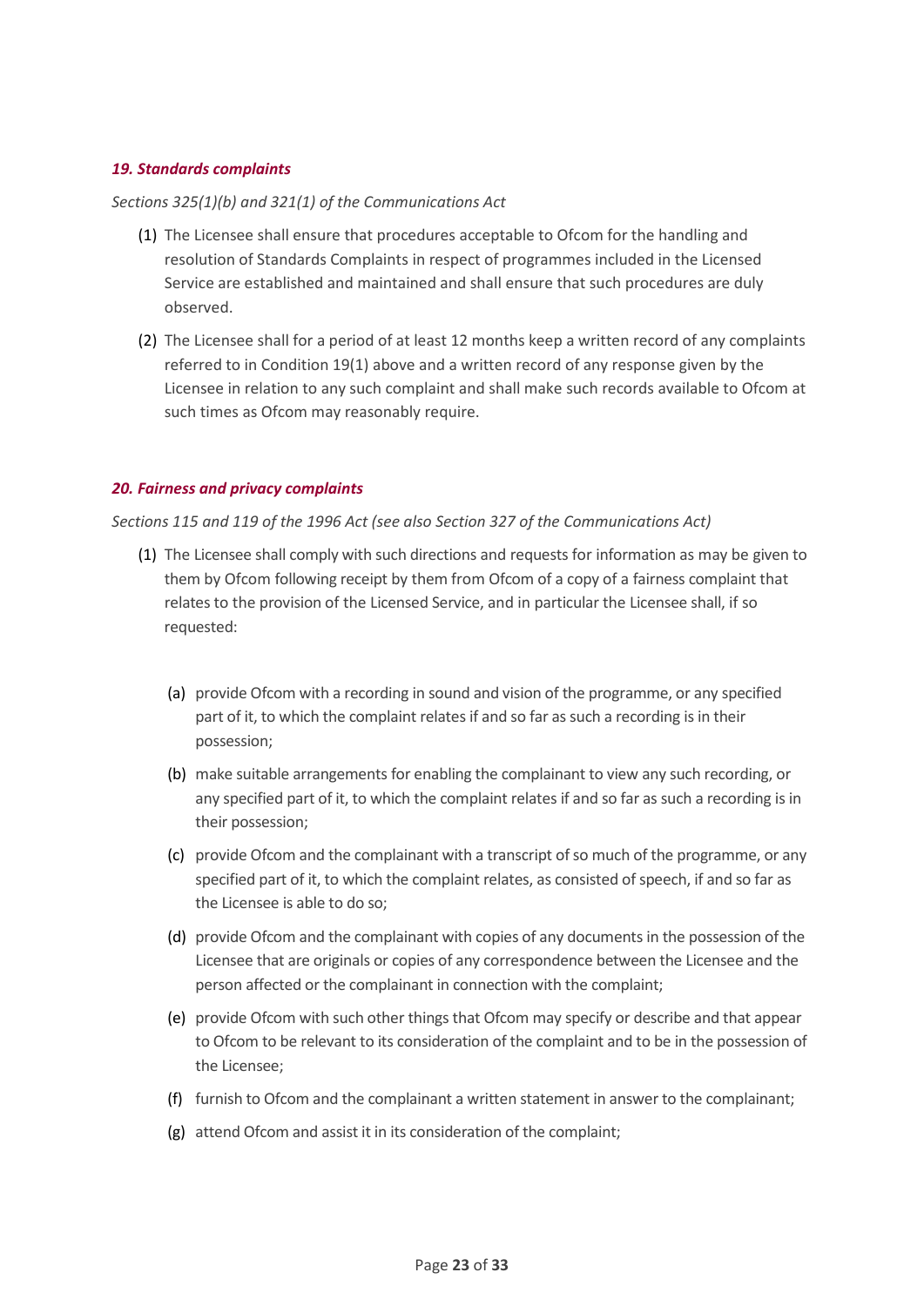### *19. Standards complaints*

*Sections 325(1)(b) and 321(1) of the Communications Act*

(1) The Licensee shall ensure that procedures acceptable to Ofcom for the handling and resolution of Standards Complaints in respect of programmes included in the Licensed Service are established and maintained and shall ensure that such procedures are duly observed.

(2) The Licensee shall for a period of at least 12 months keep a written record of any complaints referred to in Condition 19(1) above and a written record of any response given by the Licensee in relation to any such complaint and shall make such records available to Ofcom at such times as Ofcom may reasonably require.

### *20. Fairness and privacy complaints*

*Sections 115 and 119 of the 1996 Act (see also Section 327 of the Communications Act)*

(1) The Licensee shall comply with such directions and requests for information as may be given to them by Ofcom following receipt by them from Ofcom of a copy of a fairness complaint that relates to the provision of the Licensed Service, and in particular the Licensee shall, if so requested:

   (a) provide Ofcom with a recording in sound and vision of the programme, or any specified part of it, to which the complaint relates if and so far as such a recording is in their possession;

   (b) make suitable arrangements for enabling the complainant to view any such recording, or any specified part of it, to which the complaint relates if and so far as such a recording is in their possession;

   (c) provide Ofcom and the complainant with a transcript of so much of the programme, or any specified part of it, to which the complaint relates, as consisted of speech, if and so far as the Licensee is able to do so;

   (d) provide Ofcom and the complainant with copies of any documents in the possession of the Licensee that are originals or copies of any correspondence between the Licensee and the person affected or the complainant in connection with the complaint;

   (e) provide Ofcom with such other things that Ofcom may specify or describe and that appear to Ofcom to be relevant to its consideration of the complaint and to be in the possession of the Licensee;

   (f) furnish to Ofcom and the complainant a written statement in answer to the complainant;

   (g) attend Ofcom and assist it in its consideration of the complaint;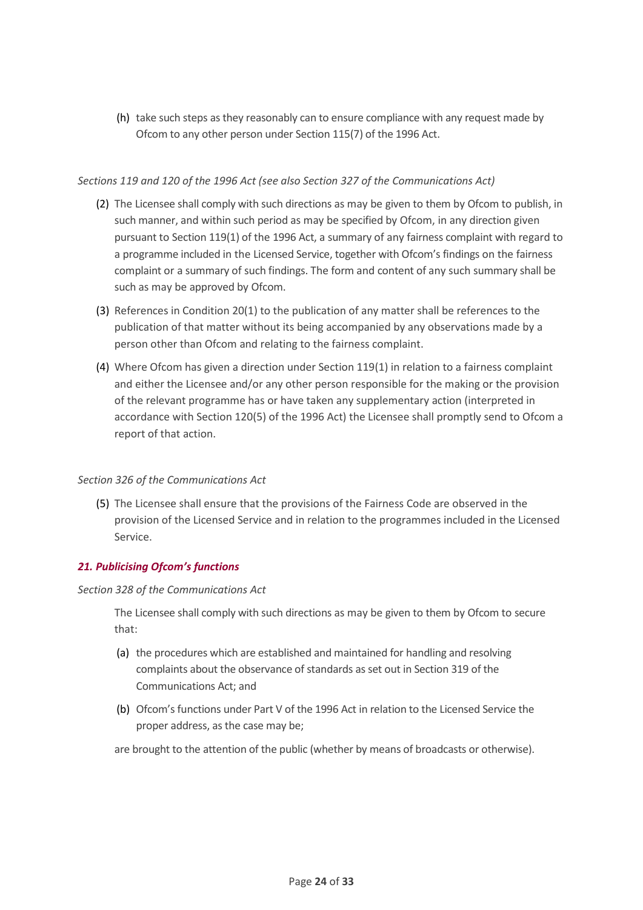(h) take such steps as they reasonably can to ensure compliance with any request made by Ofcom to any other person under Section 115(7) of the 1996 Act.

*Sections 119 and 120 of the 1996 Act (see also Section 327 of the Communications Act)*

(2) The Licensee shall comply with such directions as may be given to them by Ofcom to publish, in such manner, and within such period as may be specified by Ofcom, in any direction given pursuant to Section 119(1) of the 1996 Act, a summary of any fairness complaint with regard to a programme included in the Licensed Service, together with Ofcom's findings on the fairness complaint or a summary of such findings. The form and content of any such summary shall be such as may be approved by Ofcom.

(3) References in Condition 20(1) to the publication of any matter shall be references to the publication of that matter without its being accompanied by any observations made by a person other than Ofcom and relating to the fairness complaint.

(4) Where Ofcom has given a direction under Section 119(1) in relation to a fairness complaint and either the Licensee and/or any other person responsible for the making or the provision of the relevant programme has or have taken any supplementary action (interpreted in accordance with Section 120(5) of the 1996 Act) the Licensee shall promptly send to Ofcom a report of that action.

*Section 326 of the Communications Act*

(5) The Licensee shall ensure that the provisions of the Fairness Code are observed in the provision of the Licensed Service and in relation to the programmes included in the Licensed Service.

### *21. Publicising Ofcom's functions*

*Section 328 of the Communications Act*

The Licensee shall comply with such directions as may be given to them by Ofcom to secure that:

(a) the procedures which are established and maintained for handling and resolving complaints about the observance of standards as set out in Section 319 of the Communications Act; and

(b) Ofcom's functions under Part V of the 1996 Act in relation to the Licensed Service the proper address, as the case may be;

are brought to the attention of the public (whether by means of broadcasts or otherwise).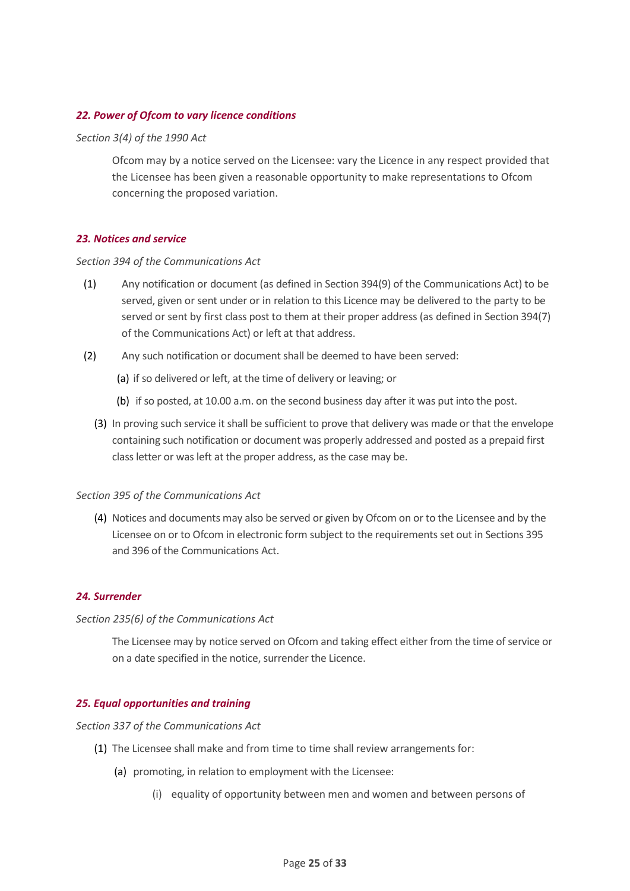### *22. Power of Ofcom to vary licence conditions*

*Section 3(4) of the 1990 Act*

Ofcom may by a notice served on the Licensee: vary the Licence in any respect provided that the Licensee has been given a reasonable opportunity to make representations to Ofcom concerning the proposed variation.

### *23. Notices and service*

*Section 394 of the Communications Act*

(1) Any notification or document (as defined in Section 394(9) of the Communications Act) to be served, given or sent under or in relation to this Licence may be delivered to the party to be served or sent by first class post to them at their proper address (as defined in Section 394(7) of the Communications Act) or left at that address.

(2) Any such notification or document shall be deemed to have been served:

(a) if so delivered or left, at the time of delivery or leaving; or

(b) if so posted, at 10.00 a.m. on the second business day after it was put into the post.

(3) In proving such service it shall be sufficient to prove that delivery was made or that the envelope containing such notification or document was properly addressed and posted as a prepaid first class letter or was left at the proper address, as the case may be.

*Section 395 of the Communications Act*

(4) Notices and documents may also be served or given by Ofcom on or to the Licensee and by the Licensee on or to Ofcom in electronic form subject to the requirements set out in Sections 395 and 396 of the Communications Act.

### *24. Surrender*

*Section 235(6) of the Communications Act*

The Licensee may by notice served on Ofcom and taking effect either from the time of service or on a date specified in the notice, surrender the Licence.

### *25. Equal opportunities and training*

*Section 337 of the Communications Act*

(1) The Licensee shall make and from time to time shall review arrangements for:

(a) promoting, in relation to employment with the Licensee:

(i) equality of opportunity between men and women and between persons of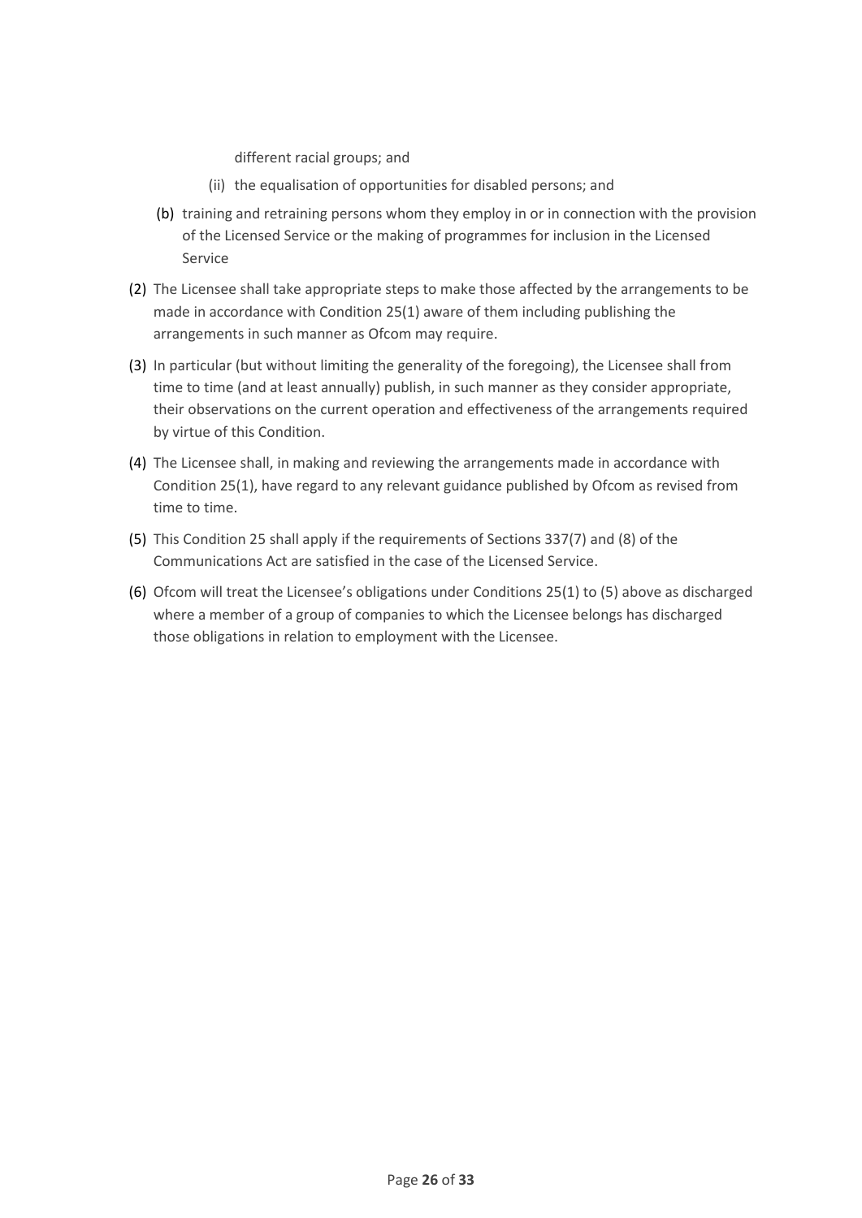different racial groups; and

(ii) the equalisation of opportunities for disabled persons; and

(b) training and retraining persons whom they employ in or in connection with the provision of the Licensed Service or the making of programmes for inclusion in the Licensed Service

(2) The Licensee shall take appropriate steps to make those affected by the arrangements to be made in accordance with Condition 25(1) aware of them including publishing the arrangements in such manner as Ofcom may require.

(3) In particular (but without limiting the generality of the foregoing), the Licensee shall from time to time (and at least annually) publish, in such manner as they consider appropriate, their observations on the current operation and effectiveness of the arrangements required by virtue of this Condition.

(4) The Licensee shall, in making and reviewing the arrangements made in accordance with Condition 25(1), have regard to any relevant guidance published by Ofcom as revised from time to time.

(5) This Condition 25 shall apply if the requirements of Sections 337(7) and (8) of the Communications Act are satisfied in the case of the Licensed Service.

(6) Ofcom will treat the Licensee's obligations under Conditions 25(1) to (5) above as discharged where a member of a group of companies to which the Licensee belongs has discharged those obligations in relation to employment with the Licensee.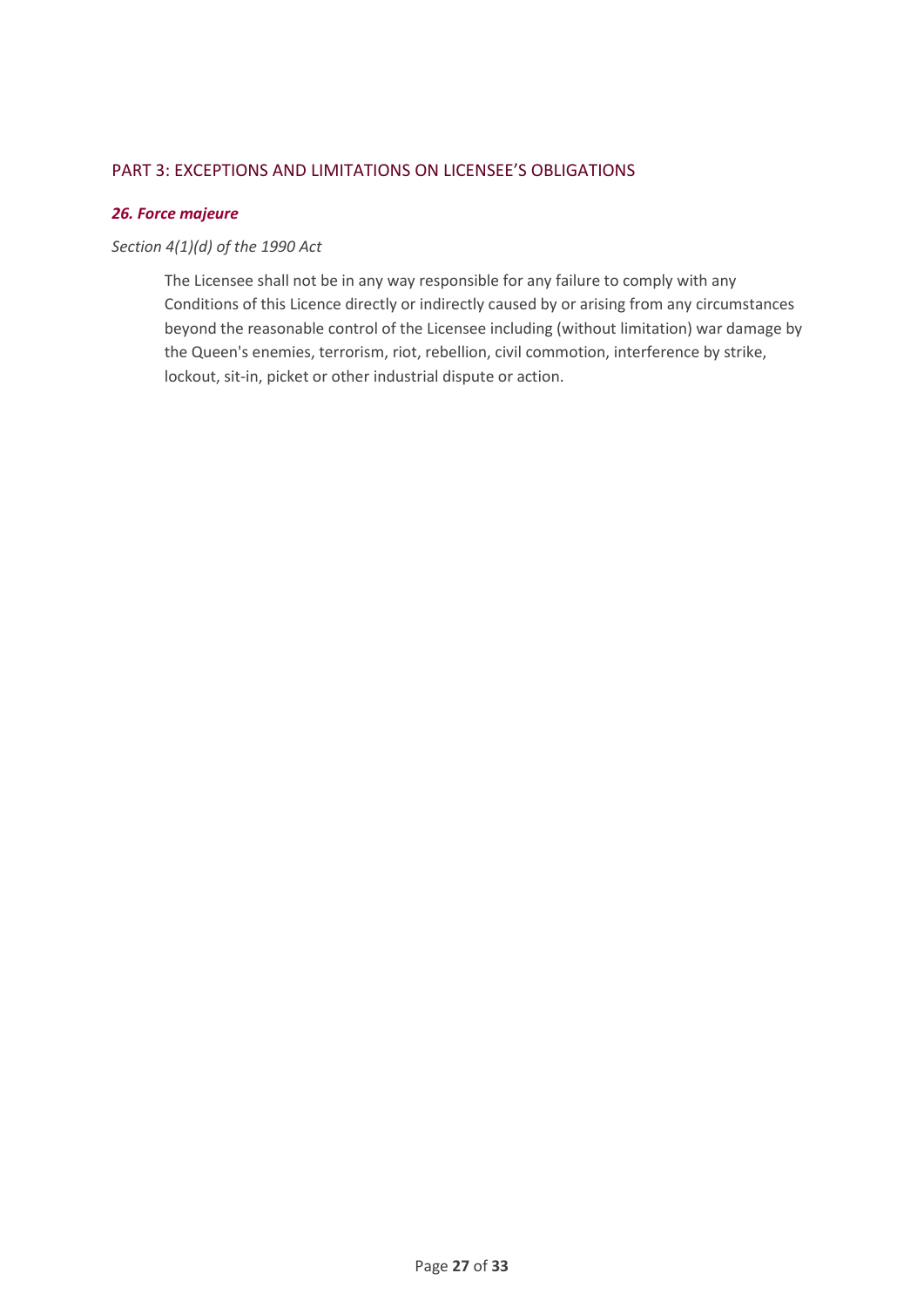## PART 3: EXCEPTIONS AND LIMITATIONS ON LICENSEE’S OBLIGATIONS

### *26. Force majeure*

*Section 4(1)(d) of the 1990 Act*

The Licensee shall not be in any way responsible for any failure to comply with any Conditions of this Licence directly or indirectly caused by or arising from any circumstances beyond the reasonable control of the Licensee including (without limitation) war damage by the Queen's enemies, terrorism, riot, rebellion, civil commotion, interference by strike, lockout, sit-in, picket or other industrial dispute or action.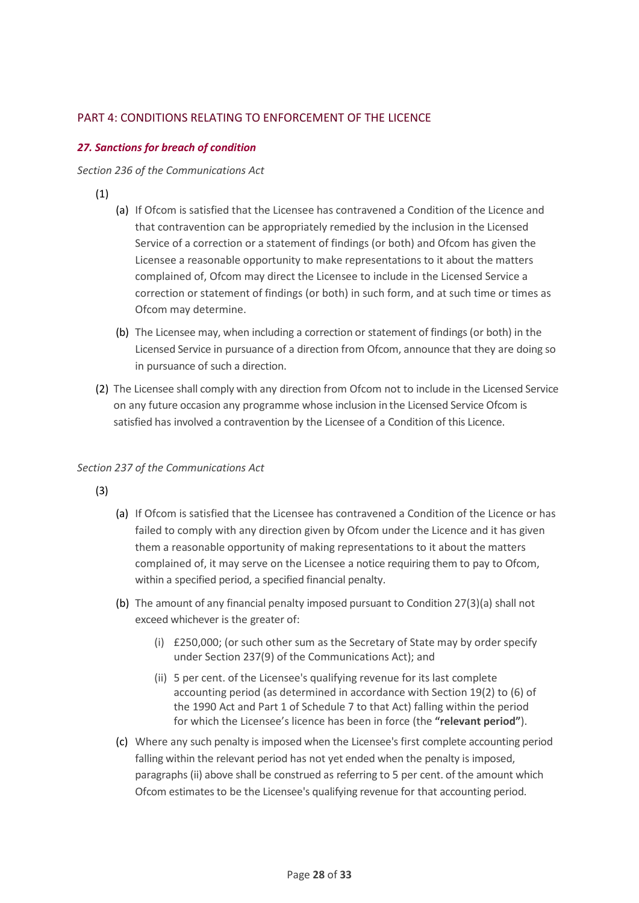## PART 4: CONDITIONS RELATING TO ENFORCEMENT OF THE LICENCE

### *27. Sanctions for breach of condition*

*Section 236 of the Communications Act*

(1)

(a) If Ofcom is satisfied that the Licensee has contravened a Condition of the Licence and that contravention can be appropriately remedied by the inclusion in the Licensed Service of a correction or a statement of findings (or both) and Ofcom has given the Licensee a reasonable opportunity to make representations to it about the matters complained of, Ofcom may direct the Licensee to include in the Licensed Service a correction or statement of findings (or both) in such form, and at such time or times as Ofcom may determine.

(b) The Licensee may, when including a correction or statement of findings (or both) in the Licensed Service in pursuance of a direction from Ofcom, announce that they are doing so in pursuance of such a direction.

(2) The Licensee shall comply with any direction from Ofcom not to include in the Licensed Service on any future occasion any programme whose inclusion in the Licensed Service Ofcom is satisfied has involved a contravention by the Licensee of a Condition of this Licence.

*Section 237 of the Communications Act*

(3)

(a) If Ofcom is satisfied that the Licensee has contravened a Condition of the Licence or has failed to comply with any direction given by Ofcom under the Licence and it has given them a reasonable opportunity of making representations to it about the matters complained of, it may serve on the Licensee a notice requiring them to pay to Ofcom, within a specified period, a specified financial penalty.

(b) The amount of any financial penalty imposed pursuant to Condition 27(3)(a) shall not exceed whichever is the greater of:

(i) £250,000; (or such other sum as the Secretary of State may by order specify under Section 237(9) of the Communications Act); and

(ii) 5 per cent. of the Licensee's qualifying revenue for its last complete accounting period (as determined in accordance with Section 19(2) to (6) of the 1990 Act and Part 1 of Schedule 7 to that Act) falling within the period for which the Licensee's licence has been in force (the **"relevant period"**).

(c) Where any such penalty is imposed when the Licensee's first complete accounting period falling within the relevant period has not yet ended when the penalty is imposed, paragraphs (ii) above shall be construed as referring to 5 per cent. of the amount which Ofcom estimates to be the Licensee's qualifying revenue for that accounting period.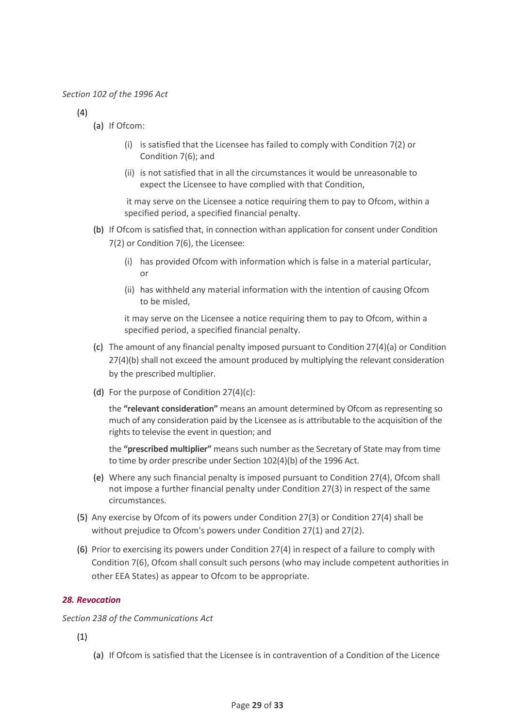*Section 102 of the 1996 Act*

(4)

(a) If Ofcom:

(i) is satisfied that the Licensee has failed to comply with Condition 7(2) or Condition 7(6); and

(ii) is not satisfied that in all the circumstances it would be unreasonable to expect the Licensee to have complied with that Condition,

it may serve on the Licensee a notice requiring them to pay to Ofcom, within a specified period, a specified financial penalty.

(b) If Ofcom is satisfied that, in connection withan application for consent under Condition 7(2) or Condition 7(6), the Licensee:

(i) has provided Ofcom with information which is false in a material particular, or

(ii) has withheld any material information with the intention of causing Ofcom to be misled,

it may serve on the Licensee a notice requiring them to pay to Ofcom, within a specified period, a specified financial penalty.

(c) The amount of any financial penalty imposed pursuant to Condition 27(4)(a) or Condition 27(4)(b) shall not exceed the amount produced by multiplying the relevant consideration by the prescribed multiplier.

(d) For the purpose of Condition 27(4)(c):

the **"relevant consideration"** means an amount determined by Ofcom as representing so much of any consideration paid by the Licensee as is attributable to the acquisition of the rights to televise the event in question; and

the **"prescribed multiplier"** means such number as the Secretary of State may from time to time by order prescribe under Section 102(4)(b) of the 1996 Act.

(e) Where any such financial penalty is imposed pursuant to Condition 27(4), Ofcom shall not impose a further financial penalty under Condition 27(3) in respect of the same circumstances.

(5) Any exercise by Ofcom of its powers under Condition 27(3) or Condition 27(4) shall be without prejudice to Ofcom's powers under Condition 27(1) and 27(2).

(6) Prior to exercising its powers under Condition 27(4) in respect of a failure to comply with Condition 7(6), Ofcom shall consult such persons (who may include competent authorities in other EEA States) as appear to Ofcom to be appropriate.

### *28. Revocation*

*Section 238 of the Communications Act*

(1)

(a) If Ofcom is satisfied that the Licensee is in contravention of a Condition of the Licence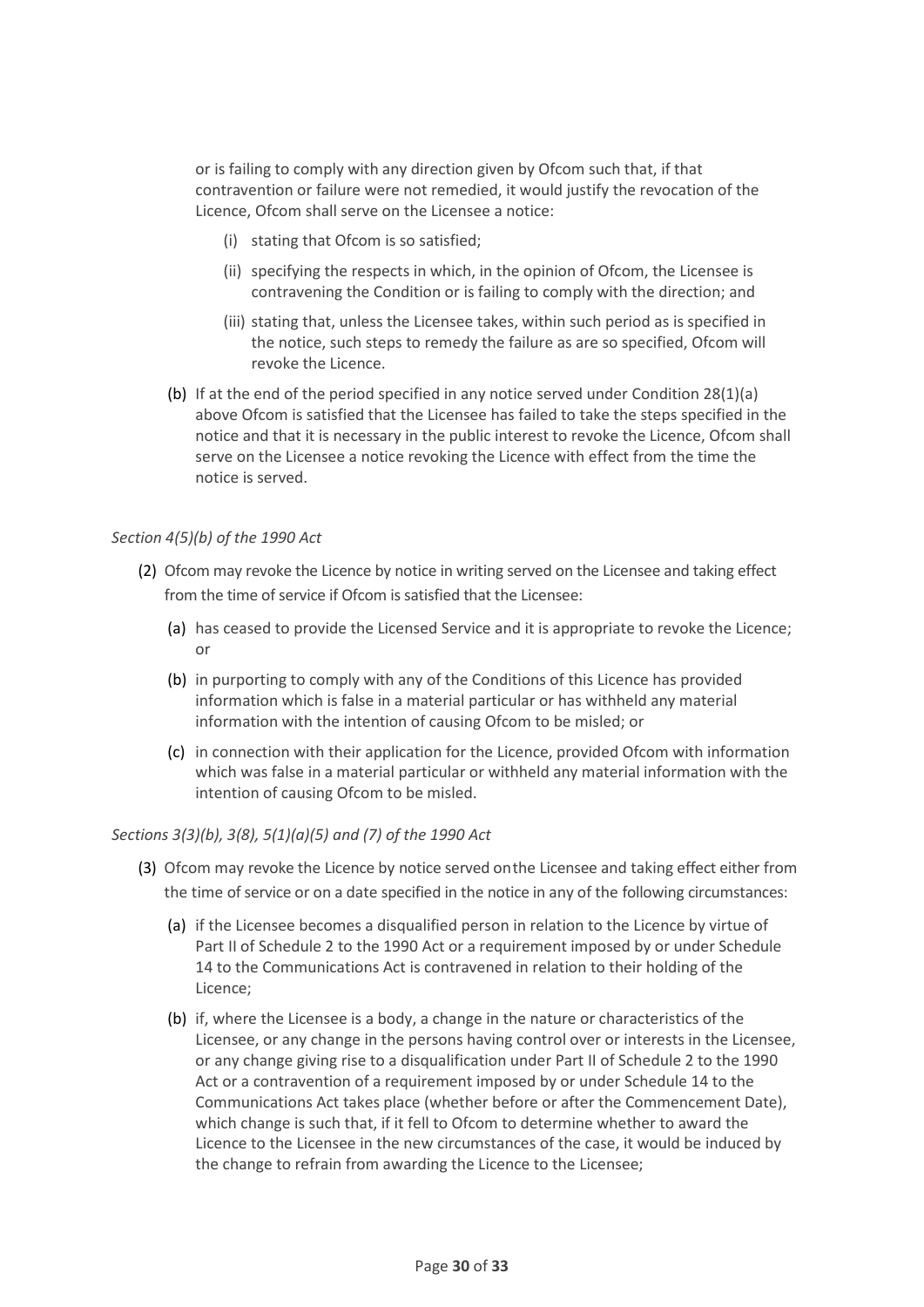or is failing to comply with any direction given by Ofcom such that, if that contravention or failure were not remedied, it would justify the revocation of the Licence, Ofcom shall serve on the Licensee a notice:

  - (i) stating that Ofcom is so satisfied;
  - (ii) specifying the respects in which, in the opinion of Ofcom, the Licensee is contravening the Condition or is failing to comply with the direction; and
  - (iii) stating that, unless the Licensee takes, within such period as is specified in the notice, such steps to remedy the failure as are so specified, Ofcom will revoke the Licence.

- (b) If at the end of the period specified in any notice served under Condition 28(1)(a) above Ofcom is satisfied that the Licensee has failed to take the steps specified in the notice and that it is necessary in the public interest to revoke the Licence, Ofcom shall serve on the Licensee a notice revoking the Licence with effect from the time the notice is served.

*Section 4(5)(b) of the 1990 Act*

(2) Ofcom may revoke the Licence by notice in writing served on the Licensee and taking effect from the time of service if Ofcom is satisfied that the Licensee:

- (a) has ceased to provide the Licensed Service and it is appropriate to revoke the Licence; or
- (b) in purporting to comply with any of the Conditions of this Licence has provided information which is false in a material particular or has withheld any material information with the intention of causing Ofcom to be misled; or
- (c) in connection with their application for the Licence, provided Ofcom with information which was false in a material particular or withheld any material information with the intention of causing Ofcom to be misled.

*Sections 3(3)(b), 3(8), 5(1)(a)(5) and (7) of the 1990 Act*

(3) Ofcom may revoke the Licence by notice served onthe Licensee and taking effect either from the time of service or on a date specified in the notice in any of the following circumstances:

- (a) if the Licensee becomes a disqualified person in relation to the Licence by virtue of Part II of Schedule 2 to the 1990 Act or a requirement imposed by or under Schedule 14 to the Communications Act is contravened in relation to their holding of the Licence;
- (b) if, where the Licensee is a body, a change in the nature or characteristics of the Licensee, or any change in the persons having control over or interests in the Licensee, or any change giving rise to a disqualification under Part II of Schedule 2 to the 1990 Act or a contravention of a requirement imposed by or under Schedule 14 to the Communications Act takes place (whether before or after the Commencement Date), which change is such that, if it fell to Ofcom to determine whether to award the Licence to the Licensee in the new circumstances of the case, it would be induced by the change to refrain from awarding the Licence to the Licensee;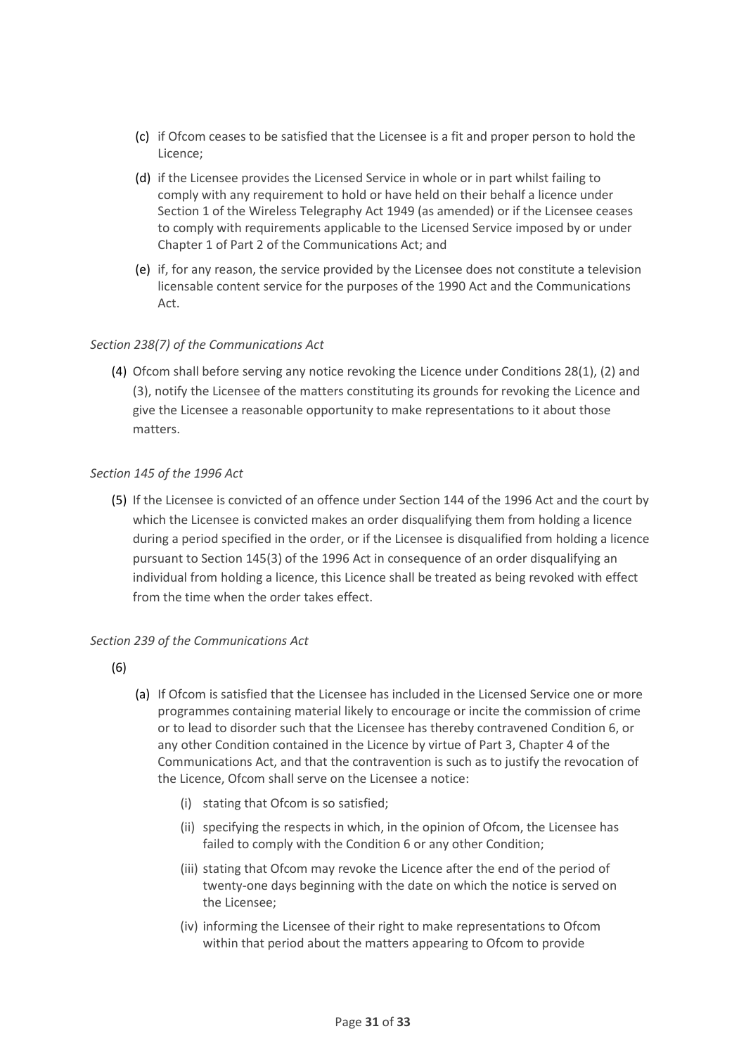(c) if Ofcom ceases to be satisfied that the Licensee is a fit and proper person to hold the Licence;

(d) if the Licensee provides the Licensed Service in whole or in part whilst failing to comply with any requirement to hold or have held on their behalf a licence under Section 1 of the Wireless Telegraphy Act 1949 (as amended) or if the Licensee ceases to comply with requirements applicable to the Licensed Service imposed by or under Chapter 1 of Part 2 of the Communications Act; and

(e) if, for any reason, the service provided by the Licensee does not constitute a television licensable content service for the purposes of the 1990 Act and the Communications Act.

*Section 238(7) of the Communications Act*

(4) Ofcom shall before serving any notice revoking the Licence under Conditions 28(1), (2) and (3), notify the Licensee of the matters constituting its grounds for revoking the Licence and give the Licensee a reasonable opportunity to make representations to it about those matters.

*Section 145 of the 1996 Act*

(5) If the Licensee is convicted of an offence under Section 144 of the 1996 Act and the court by which the Licensee is convicted makes an order disqualifying them from holding a licence during a period specified in the order, or if the Licensee is disqualified from holding a licence pursuant to Section 145(3) of the 1996 Act in consequence of an order disqualifying an individual from holding a licence, this Licence shall be treated as being revoked with effect from the time when the order takes effect.

*Section 239 of the Communications Act*

(6)

(a) If Ofcom is satisfied that the Licensee has included in the Licensed Service one or more programmes containing material likely to encourage or incite the commission of crime or to lead to disorder such that the Licensee has thereby contravened Condition 6, or any other Condition contained in the Licence by virtue of Part 3, Chapter 4 of the Communications Act, and that the contravention is such as to justify the revocation of the Licence, Ofcom shall serve on the Licensee a notice:

(i) stating that Ofcom is so satisfied;

(ii) specifying the respects in which, in the opinion of Ofcom, the Licensee has failed to comply with the Condition 6 or any other Condition;

(iii) stating that Ofcom may revoke the Licence after the end of the period of twenty-one days beginning with the date on which the notice is served on the Licensee;

(iv) informing the Licensee of their right to make representations to Ofcom within that period about the matters appearing to Ofcom to provide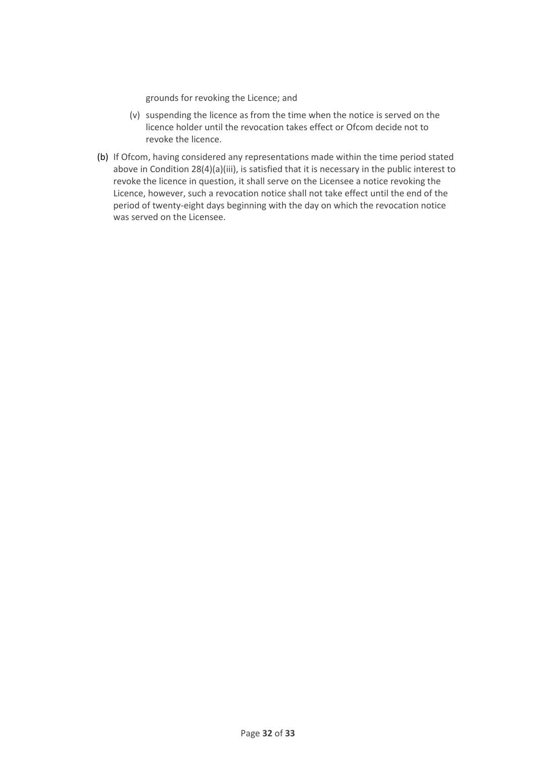grounds for revoking the Licence; and

(v) suspending the licence as from the time when the notice is served on the licence holder until the revocation takes effect or Ofcom decide not to revoke the licence.

(b) If Ofcom, having considered any representations made within the time period stated above in Condition 28(4)(a)(iii), is satisfied that it is necessary in the public interest to revoke the licence in question, it shall serve on the Licensee a notice revoking the Licence, however, such a revocation notice shall not take effect until the end of the period of twenty-eight days beginning with the day on which the revocation notice was served on the Licensee.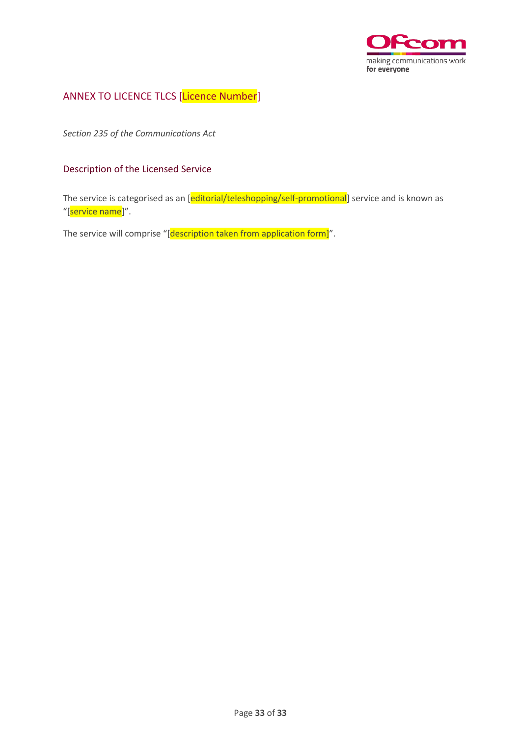## ANNEX TO LICENCE TLCS [Licence Number]

*Section 235 of the Communications Act*

### Description of the Licensed Service

The service is categorised as an [editorial/teleshopping/self-promotional] service and is known as "[service name]".

The service will comprise "[description taken from application form]".